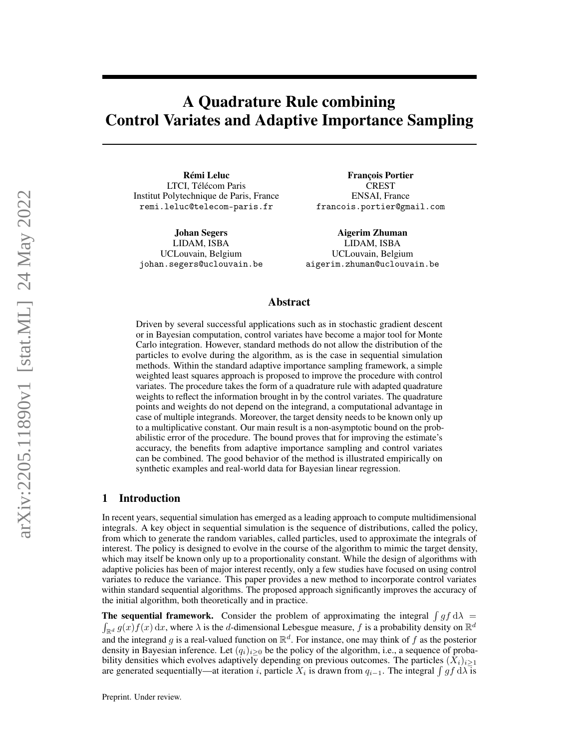# A Quadrature Rule combining Control Variates and Adaptive Importance Sampling

**Rémi Leluc**
LTCI, Télécom Paris
Institut Polytechnique de Paris, France
remi.leluc@telecom-paris.fr

**François Portier**
CREST
ENSAI, France
francois.portier@gmail.com

**Johan Segers**
LIDAM, ISBA
UCLouvain, Belgium
johan.segers@uclouvain.be

**Aigerim Zhuman**
LIDAM, ISBA
UCLouvain, Belgium
aigerim.zhuman@uclouvain.be

## Abstract

Driven by several successful applications such as in stochastic gradient descent or in Bayesian computation, control variates have become a major tool for Monte Carlo integration. However, standard methods do not allow the distribution of the particles to evolve during the algorithm, as is the case in sequential simulation methods. Within the standard adaptive importance sampling framework, a simple weighted least squares approach is proposed to improve the procedure with control variates. The procedure takes the form of a quadrature rule with adapted quadrature weights to reflect the information brought in by the control variates. The quadrature points and weights do not depend on the integrand, a computational advantage in case of multiple integrands. Moreover, the target density needs to be known only up to a multiplicative constant. Our main result is a non-asymptotic bound on the probabilistic error of the procedure. The bound proves that for improving the estimate's accuracy, the benefits from adaptive importance sampling and control variates can be combined. The good behavior of the method is illustrated empirically on synthetic examples and real-world data for Bayesian linear regression.

## 1 Introduction

In recent years, sequential simulation has emerged as a leading approach to compute multidimensional integrals. A key object in sequential simulation is the sequence of distributions, called the policy, from which to generate the random variables, called particles, used to approximate the integrals of interest. The policy is designed to evolve in the course of the algorithm to mimic the target density, which may itself be known only up to a proportionality constant. While the design of algorithms with adaptive policies has been of major interest recently, only a few studies have focused on using control variates to reduce the variance. This paper provides a new method to incorporate control variates within standard sequential algorithms. The proposed approach significantly improves the accuracy of the initial algorithm, both theoretically and in practice.

**The sequential framework.** Consider the problem of approximating the integral $\int gf \, \mathrm{d}\lambda = \int_{\mathbb{R}^d} g(x)f(x) \, \mathrm{d}x$, where $\lambda$ is the $d$-dimensional Lebesgue measure, $f$ is a probability density on $\mathbb{R}^d$ and the integrand $g$ is a real-valued function on $\mathbb{R}^d$. For instance, one may think of $f$ as the posterior density in Bayesian inference. Let $(q_i)_{i \geq 0}$ be the policy of the algorithm, i.e., a sequence of probability densities which evolves adaptively depending on previous outcomes. The particles $(X_i)_{i \geq 1}$ are generated sequentially—at iteration $i$, particle $X_i$ is drawn from $q_{i-1}$. The integral $\int gf \, \mathrm{d}\lambda$ is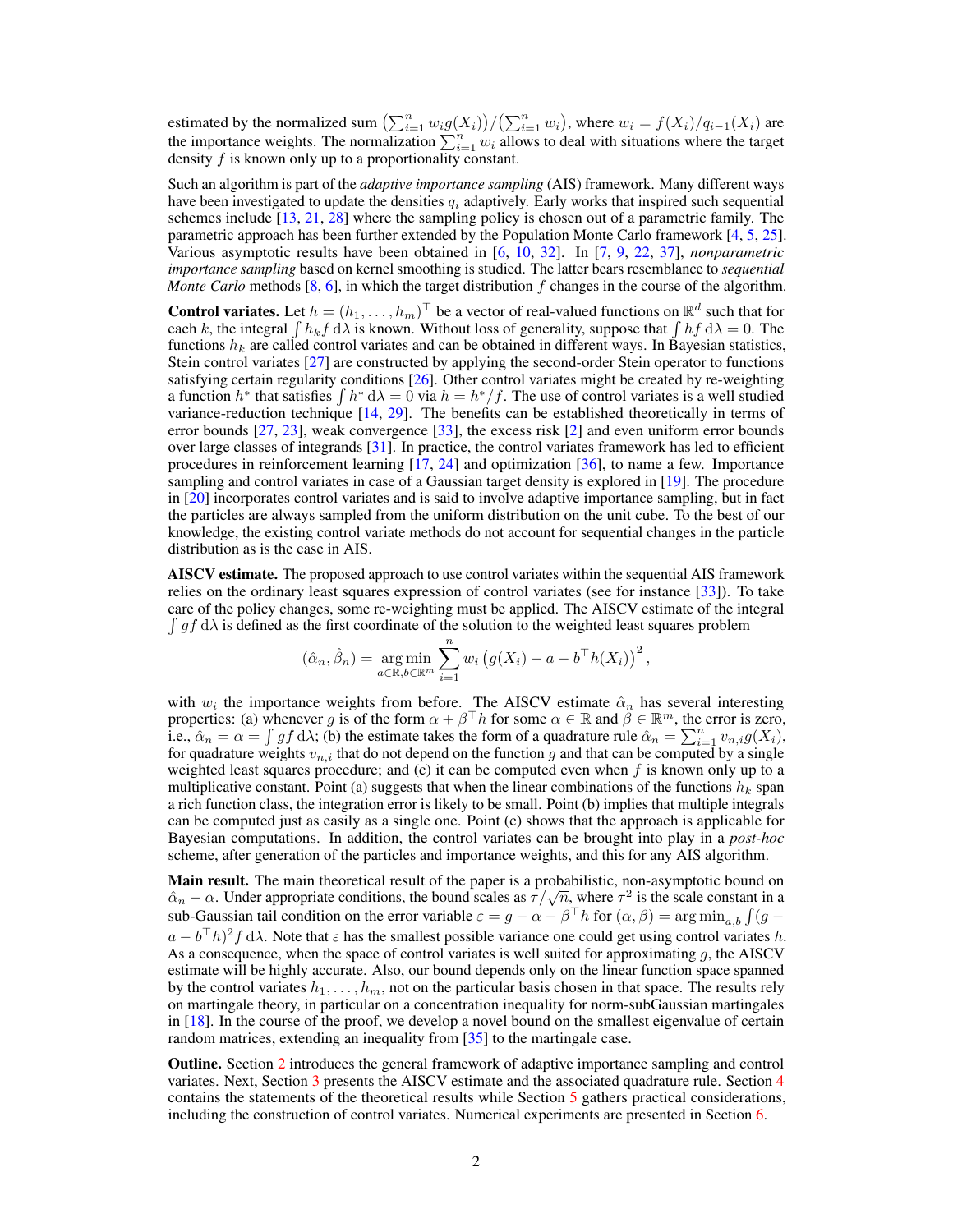estimated by the normalized sum $\left(\sum_{i=1}^n w_i g(X_i)\right)/\left(\sum_{i=1}^n w_i\right)$, where $w_i = f(X_i)/q_{i-1}(X_i)$ are the importance weights. The normalization $\sum_{i=1}^n w_i$ allows to deal with situations where the target density $f$ is known only up to a proportionality constant.

Such an algorithm is part of the *adaptive importance sampling* (AIS) framework. Many different ways have been investigated to update the densities $q_i$ adaptively. Early works that inspired such sequential schemes include [13, 21, 28] where the sampling policy is chosen out of a parametric family. The parametric approach has been further extended by the Population Monte Carlo framework [4, 5, 25]. Various asymptotic results have been obtained in [6, 10, 32]. In [7, 9, 22, 37], *nonparametric importance sampling* based on kernel smoothing is studied. The latter bears resemblance to *sequential Monte Carlo* methods [8, 6], in which the target distribution $f$ changes in the course of the algorithm.

**Control variates.** Let $h = (h_1, \ldots, h_m)^\top$ be a vector of real-valued functions on $\mathbb{R}^d$ such that for each $k$, the integral $\int h_k f \,\mathrm{d}\lambda$ is known. Without loss of generality, suppose that $\int h f \,\mathrm{d}\lambda = 0$. The functions $h_k$ are called control variates and can be obtained in different ways. In Bayesian statistics, Stein control variates [27] are constructed by applying the second-order Stein operator to functions satisfying certain regularity conditions [26]. Other control variates might be created by re-weighting a function $h^*$ that satisfies $\int h^* \,\mathrm{d}\lambda = 0$ via $h = h^*/f$. The use of control variates is a well studied variance-reduction technique [14, 29]. The benefits can be established theoretically in terms of error bounds [27, 23], weak convergence [33], the excess risk [2] and even uniform error bounds over large classes of integrands [31]. In practice, the control variates framework has led to efficient procedures in reinforcement learning [17, 24] and optimization [36], to name a few. Importance sampling and control variates in case of a Gaussian target density is explored in [19]. The procedure in [20] incorporates control variates and is said to involve adaptive importance sampling, but in fact the particles are always sampled from the uniform distribution on the unit cube. To the best of our knowledge, the existing control variate methods do not account for sequential changes in the particle distribution as is the case in AIS.

**AISCV estimate.** The proposed approach to use control variates within the sequential AIS framework relies on the ordinary least squares expression of control variates (see for instance [33]). To take care of the policy changes, some re-weighting must be applied. The AISCV estimate of the integral $\int g f \,\mathrm{d}\lambda$ is defined as the first coordinate of the solution to the weighted least squares problem

$$(\hat{\alpha}_n, \hat{\beta}_n) = \operatorname*{arg\,min}_{a \in \mathbb{R}, b \in \mathbb{R}^m} \sum_{i=1}^n w_i \left(g(X_i) - a - b^\top h(X_i)\right)^2,$$

with $w_i$ the importance weights from before. The AISCV estimate $\hat{\alpha}_n$ has several interesting properties: (a) whenever $g$ is of the form $\alpha + \beta^\top h$ for some $\alpha \in \mathbb{R}$ and $\beta \in \mathbb{R}^m$, the error is zero, i.e., $\hat{\alpha}_n = \alpha = \int g f \,\mathrm{d}\lambda$; (b) the estimate takes the form of a quadrature rule $\hat{\alpha}_n = \sum_{i=1}^n v_{n,i} g(X_i)$, for quadrature weights $v_{n,i}$ that do not depend on the function $g$ and that can be computed by a single weighted least squares procedure; and (c) it can be computed even when $f$ is known only up to a multiplicative constant. Point (a) suggests that when the linear combinations of the functions $h_k$ span a rich function class, the integration error is likely to be small. Point (b) implies that multiple integrals can be computed just as easily as a single one. Point (c) shows that the approach is applicable for Bayesian computations. In addition, the control variates can be brought into play in a *post-hoc* scheme, after generation of the particles and importance weights, and this for any AIS algorithm.

**Main result.** The main theoretical result of the paper is a probabilistic, non-asymptotic bound on $\hat{\alpha}_n - \alpha$. Under appropriate conditions, the bound scales as $\tau/\sqrt{n}$, where $\tau^2$ is the scale constant in a sub-Gaussian tail condition on the error variable $\varepsilon = g - \alpha - \beta^\top h$ for $(\alpha, \beta) = \arg\min_{a,b} \int (g - a - b^\top h)^2 f \,\mathrm{d}\lambda$. Note that $\varepsilon$ has the smallest possible variance one could get using control variates $h$. As a consequence, when the space of control variates is well suited for approximating $g$, the AISCV estimate will be highly accurate. Also, our bound depends only on the linear function space spanned by the control variates $h_1, \ldots, h_m$, not on the particular basis chosen in that space. The results rely on martingale theory, in particular on a concentration inequality for norm-subGaussian martingales in [18]. In the course of the proof, we develop a novel bound on the smallest eigenvalue of certain random matrices, extending an inequality from [35] to the martingale case.

**Outline.** Section 2 introduces the general framework of adaptive importance sampling and control variates. Next, Section 3 presents the AISCV estimate and the associated quadrature rule. Section 4 contains the statements of the theoretical results while Section 5 gathers practical considerations, including the construction of control variates. Numerical experiments are presented in Section 6.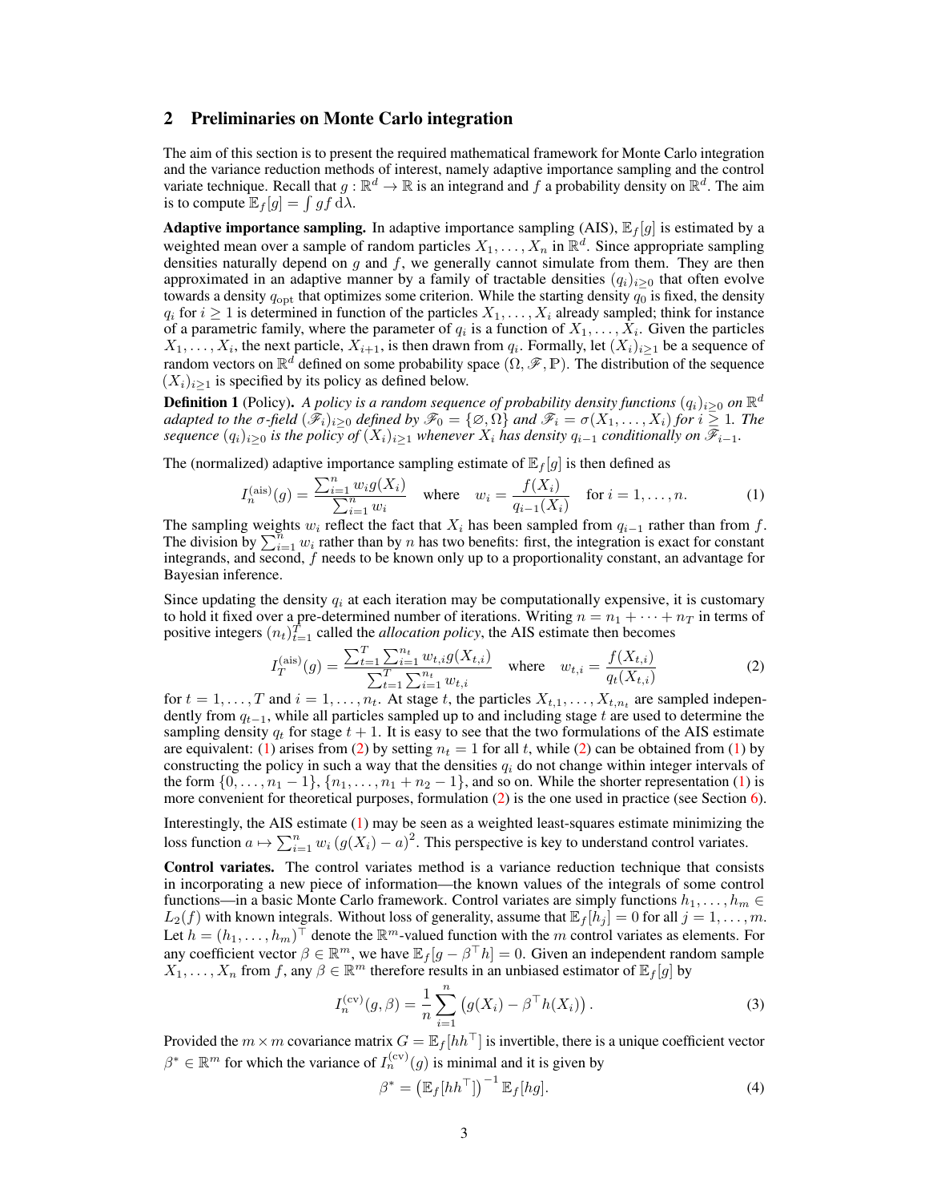## 2 Preliminaries on Monte Carlo integration

The aim of this section is to present the required mathematical framework for Monte Carlo integration and the variance reduction methods of interest, namely adaptive importance sampling and the control variate technique. Recall that $g : \mathbb{R}^d \to \mathbb{R}$ is an integrand and $f$ a probability density on $\mathbb{R}^d$. The aim is to compute $\mathbb{E}_f[g] = \int gf \,\mathrm{d}\lambda$.

**Adaptive importance sampling.** In adaptive importance sampling (AIS), $\mathbb{E}_f[g]$ is estimated by a weighted mean over a sample of random particles $X_1, \ldots, X_n$ in $\mathbb{R}^d$. Since appropriate sampling densities naturally depend on $g$ and $f$, we generally cannot simulate from them. They are then approximated in an adaptive manner by a family of tractable densities $(q_i)_{i \geq 0}$ that often evolve towards a density $q_{\mathrm{opt}}$ that optimizes some criterion. While the starting density $q_0$ is fixed, the density $q_i$ for $i \geq 1$ is determined in function of the particles $X_1, \ldots, X_i$ already sampled; think for instance of a parametric family, where the parameter of $q_i$ is a function of $X_1, \ldots, X_i$. Given the particles $X_1, \ldots, X_i$, the next particle, $X_{i+1}$, is then drawn from $q_i$. Formally, let $(X_i)_{i \geq 1}$ be a sequence of random vectors on $\mathbb{R}^d$ defined on some probability space $(\Omega, \mathscr{F}, \mathbb{P})$. The distribution of the sequence $(X_i)_{i \geq 1}$ is specified by its policy as defined below.

**Definition 1** (Policy). *A policy is a random sequence of probability density functions $(q_i)_{i \geq 0}$ on $\mathbb{R}^d$ adapted to the σ-field $(\mathscr{F}_i)_{i \geq 0}$ defined by $\mathscr{F}_0 = \{\varnothing, \Omega\}$ and $\mathscr{F}_i = \sigma(X_1, \ldots, X_i)$ for $i \geq 1$. The sequence $(q_i)_{i \geq 0}$ is the policy of $(X_i)_{i \geq 1}$ whenever $X_i$ has density $q_{i-1}$ conditionally on $\mathscr{F}_{i-1}$.*

The (normalized) adaptive importance sampling estimate of $\mathbb{E}_f[g]$ is then defined as

$$I_n^{(\mathrm{ais})}(g) = \frac{\sum_{i=1}^n w_i g(X_i)}{\sum_{i=1}^n w_i} \quad \text{where} \quad w_i = \frac{f(X_i)}{q_{i-1}(X_i)} \quad \text{for } i = 1, \ldots, n. \tag{1}$$

The sampling weights $w_i$ reflect the fact that $X_i$ has been sampled from $q_{i-1}$ rather than from $f$. The division by $\sum_{i=1}^n w_i$ rather than by $n$ has two benefits: first, the integration is exact for constant integrands, and second, $f$ needs to be known only up to a proportionality constant, an advantage for Bayesian inference.

Since updating the density $q_i$ at each iteration may be computationally expensive, it is customary to hold it fixed over a pre-determined number of iterations. Writing $n = n_1 + \cdots + n_T$ in terms of positive integers $(n_t)_{t=1}^T$ called the *allocation policy*, the AIS estimate then becomes

$$I_T^{(\mathrm{ais})}(g) = \frac{\sum_{t=1}^T \sum_{i=1}^{n_t} w_{t,i} g(X_{t,i})}{\sum_{t=1}^T \sum_{i=1}^{n_t} w_{t,i}} \quad \text{where} \quad w_{t,i} = \frac{f(X_{t,i})}{q_t(X_{t,i})} \tag{2}$$

for $t = 1, \ldots, T$ and $i = 1, \ldots, n_t$. At stage $t$, the particles $X_{t,1}, \ldots, X_{t,n_t}$ are sampled independently from $q_{t-1}$, while all particles sampled up to and including stage $t$ are used to determine the sampling density $q_t$ for stage $t+1$. It is easy to see that the two formulations of the AIS estimate are equivalent: (1) arises from (2) by setting $n_t = 1$ for all $t$, while (2) can be obtained from (1) by constructing the policy in such a way that the densities $q_i$ do not change within integer intervals of the form $\{0, \ldots, n_1 - 1\}$, $\{n_1, \ldots, n_1 + n_2 - 1\}$, and so on. While the shorter representation (1) is more convenient for theoretical purposes, formulation (2) is the one used in practice (see Section 6).

Interestingly, the AIS estimate (1) may be seen as a weighted least-squares estimate minimizing the loss function $a \mapsto \sum_{i=1}^n w_i \left(g(X_i) - a\right)^2$. This perspective is key to understand control variates.

**Control variates.** The control variates method is a variance reduction technique that consists in incorporating a new piece of information—the known values of the integrals of some control functions—in a basic Monte Carlo framework. Control variates are simply functions $h_1, \ldots, h_m \in L_2(f)$ with known integrals. Without loss of generality, assume that $\mathbb{E}_f[h_j] = 0$ for all $j = 1, \ldots, m$. Let $h = (h_1, \ldots, h_m)^\top$ denote the $\mathbb{R}^m$-valued function with the $m$ control variates as elements. For any coefficient vector $\beta \in \mathbb{R}^m$, we have $\mathbb{E}_f[g - \beta^\top h] = 0$. Given an independent random sample $X_1, \ldots, X_n$ from $f$, any $\beta \in \mathbb{R}^m$ therefore results in an unbiased estimator of $\mathbb{E}_f[g]$ by

$$I_n^{(\mathrm{cv})}(g, \beta) = \frac{1}{n} \sum_{i=1}^n \left(g(X_i) - \beta^\top h(X_i)\right). \tag{3}$$

Provided the $m \times m$ covariance matrix $G = \mathbb{E}_f[hh^\top]$ is invertible, there is a unique coefficient vector $\beta^* \in \mathbb{R}^m$ for which the variance of $I_n^{(\mathrm{cv})}(g)$ is minimal and it is given by

$$\beta^* = \left(\mathbb{E}_f[hh^\top]\right)^{-1} \mathbb{E}_f[hg]. \tag{4}$$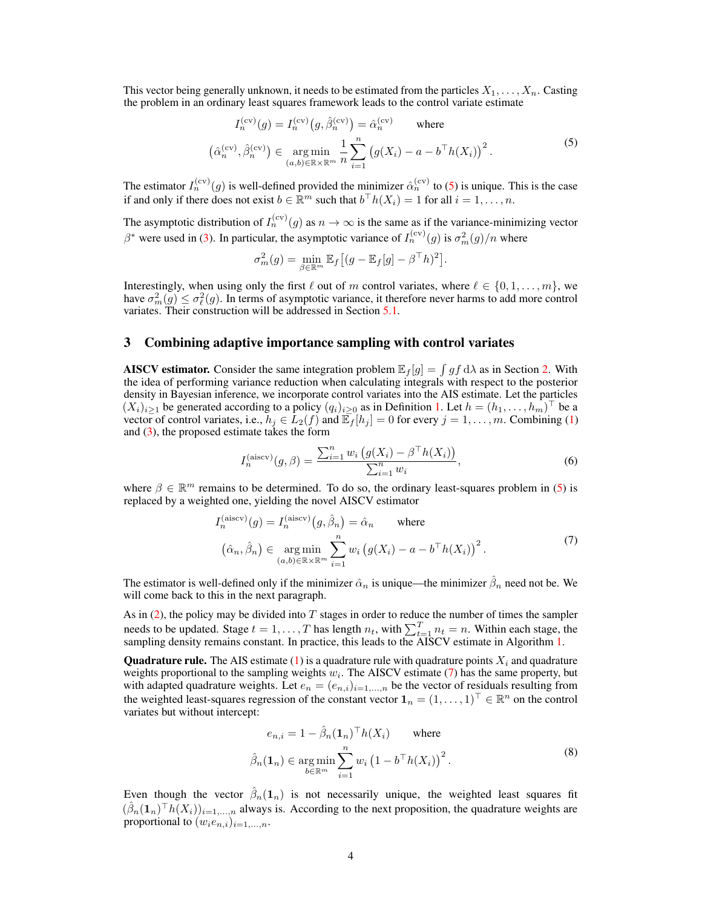This vector being generally unknown, it needs to be estimated from the particles $X_1, \ldots, X_n$. Casting the problem in an ordinary least squares framework leads to the control variate estimate

$$
\begin{aligned}
I_n^{(\mathrm{cv})}(g) &= I_n^{(\mathrm{cv})}\big(g, \hat\beta_n^{(\mathrm{cv})}\big) = \hat\alpha_n^{(\mathrm{cv})} \qquad \text{where} \\
\big(\hat\alpha_n^{(\mathrm{cv})}, \hat\beta_n^{(\mathrm{cv})}\big) &\in \operatorname*{arg\,min}_{(a,b)\in\mathbb{R}\times\mathbb{R}^m} \frac{1}{n}\sum_{i=1}^n \big(g(X_i) - a - b^\top h(X_i)\big)^2 .
\end{aligned}
\tag{5}
$$

The estimator $I_n^{(\mathrm{cv})}(g)$ is well-defined provided the minimizer $\hat\alpha_n^{(\mathrm{cv})}$ to (5) is unique. This is the case if and only if there does not exist $b \in \mathbb{R}^m$ such that $b^\top h(X_i) = 1$ for all $i = 1, \ldots, n$.

The asymptotic distribution of $I_n^{(\mathrm{cv})}(g)$ as $n \to \infty$ is the same as if the variance-minimizing vector $\beta^*$ were used in (3). In particular, the asymptotic variance of $I_n^{(\mathrm{cv})}(g)$ is $\sigma_m^2(g)/n$ where

$$
\sigma_m^2(g) = \min_{\beta\in\mathbb{R}^m} \mathbb{E}_f\big[(g - \mathbb{E}_f[g] - \beta^\top h)^2\big].
$$

Interestingly, when using only the first $\ell$ out of $m$ control variates, where $\ell \in \{0, 1, \ldots, m\}$, we have $\sigma_m^2(g) \le \sigma_\ell^2(g)$. In terms of asymptotic variance, it therefore never harms to add more control variates. Their construction will be addressed in Section 5.1.

## 3 Combining adaptive importance sampling with control variates

**AISCV estimator.** Consider the same integration problem $\mathbb{E}_f[g] = \int g f \,\mathrm{d}\lambda$ as in Section 2. With the idea of performing variance reduction when calculating integrals with respect to the posterior density in Bayesian inference, we incorporate control variates into the AIS estimate. Let the particles $(X_i)_{i\ge1}$ be generated according to a policy $(q_i)_{i\ge0}$ as in Definition 1. Let $h = (h_1, \ldots, h_m)^\top$ be a vector of control variates, i.e., $h_j \in L_2(f)$ and $\mathbb{E}_f[h_j] = 0$ for every $j = 1, \ldots, m$. Combining (1) and (3), the proposed estimate takes the form

$$
I_n^{(\mathrm{aiscv})}(g, \beta) = \frac{\sum_{i=1}^n w_i \big(g(X_i) - \beta^\top h(X_i)\big)}{\sum_{i=1}^n w_i},
\tag{6}
$$

where $\beta \in \mathbb{R}^m$ remains to be determined. To do so, the ordinary least-squares problem in (5) is replaced by a weighted one, yielding the novel AISCV estimator

$$
\begin{aligned}
I_n^{(\mathrm{aiscv})}(g) &= I_n^{(\mathrm{aiscv})}\big(g, \hat\beta_n\big) = \hat\alpha_n \qquad \text{where} \\
\big(\hat\alpha_n, \hat\beta_n\big) &\in \operatorname*{arg\,min}_{(a,b)\in\mathbb{R}\times\mathbb{R}^m} \sum_{i=1}^n w_i \big(g(X_i) - a - b^\top h(X_i)\big)^2 .
\end{aligned}
\tag{7}
$$

The estimator is well-defined only if the minimizer $\hat\alpha_n$ is unique—the minimizer $\hat\beta_n$ need not be. We will come back to this in the next paragraph.

As in (2), the policy may be divided into $T$ stages in order to reduce the number of times the sampler needs to be updated. Stage $t = 1, \ldots, T$ has length $n_t$, with $\sum_{t=1}^T n_t = n$. Within each stage, the sampling density remains constant. In practice, this leads to the AISCV estimate in Algorithm 1.

**Quadrature rule.** The AIS estimate (1) is a quadrature rule with quadrature points $X_i$ and quadrature weights proportional to the sampling weights $w_i$. The AISCV estimate (7) has the same property, but with adapted quadrature weights. Let $e_n = (e_{n,i})_{i=1,\ldots,n}$ be the vector of residuals resulting from the weighted least-squares regression of the constant vector $\mathbf{1}_n = (1, \ldots, 1)^\top \in \mathbb{R}^n$ on the control variates but without intercept:

$$
\begin{aligned}
e_{n,i} &= 1 - \hat\beta_n(\mathbf{1}_n)^\top h(X_i) \qquad \text{where} \\
\hat\beta_n(\mathbf{1}_n) &\in \operatorname*{arg\,min}_{b\in\mathbb{R}^m} \sum_{i=1}^n w_i \big(1 - b^\top h(X_i)\big)^2 .
\end{aligned}
\tag{8}
$$

Even though the vector $\hat\beta_n(\mathbf{1}_n)$ is not necessarily unique, the weighted least squares fit $(\hat\beta_n(\mathbf{1}_n)^\top h(X_i))_{i=1,\ldots,n}$ always is. According to the next proposition, the quadrature weights are proportional to $(w_i e_{n,i})_{i=1,\ldots,n}$.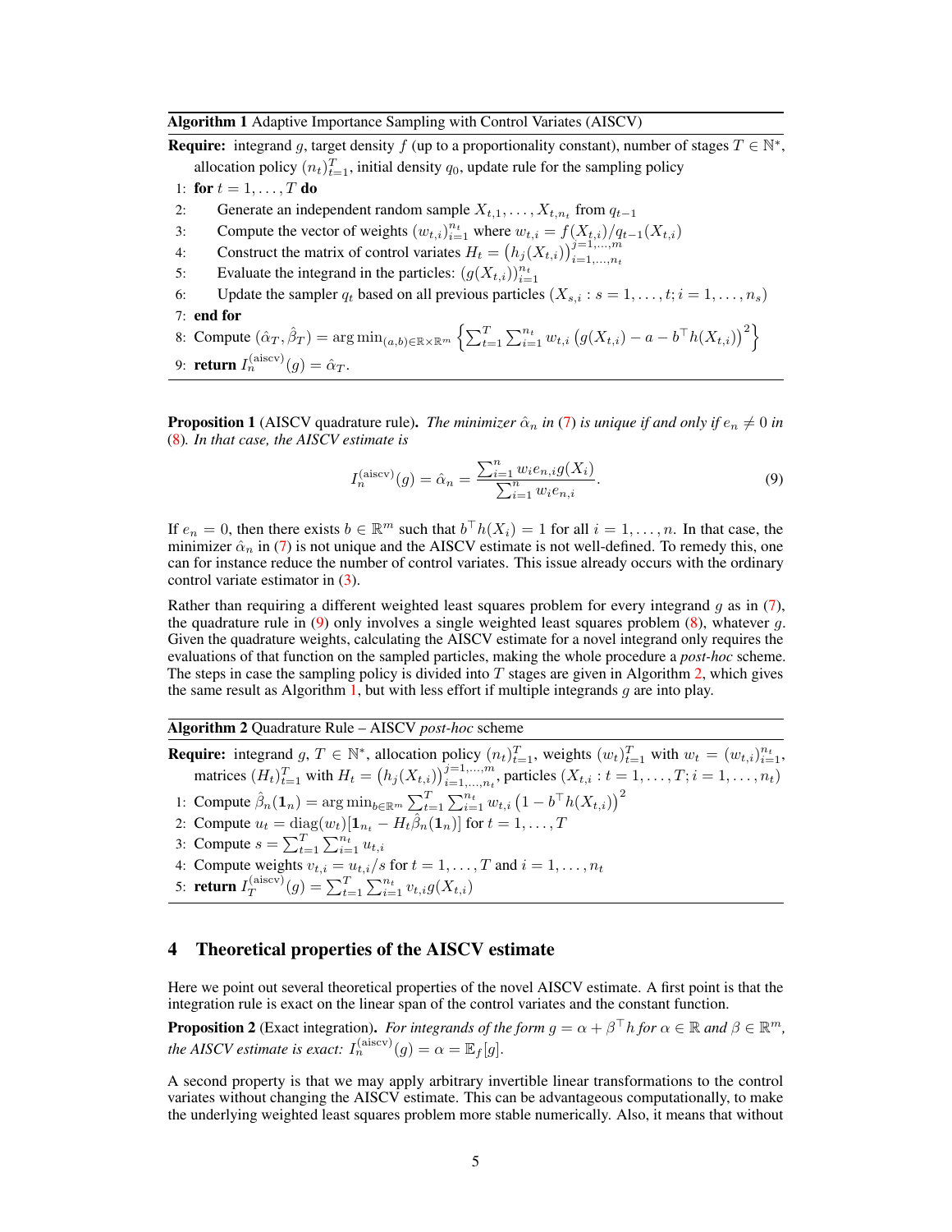**Algorithm 1** Adaptive Importance Sampling with Control Variates (AISCV)

**Require:** integrand $g$, target density $f$ (up to a proportionality constant), number of stages $T \in \mathbb{N}^*$, allocation policy $(n_t)_{t=1}^T$, initial density $q_0$, update rule for the sampling policy

1: **for** $t = 1, \ldots, T$ **do**
2: Generate an independent random sample $X_{t,1}, \ldots, X_{t,n_t}$ from $q_{t-1}$
3: Compute the vector of weights $(w_{t,i})_{i=1}^{n_t}$ where $w_{t,i} = f(X_{t,i})/q_{t-1}(X_{t,i})$
4: Construct the matrix of control variates $H_t = \left(h_j(X_{t,i})\right)_{i=1,\ldots,n_t}^{j=1,\ldots,m}$
5: Evaluate the integrand in the particles: $(g(X_{t,i}))_{i=1}^{n_t}$
6: Update the sampler $q_t$ based on all previous particles $(X_{s,i} : s = 1, \ldots, t; i = 1, \ldots, n_s)$
7: **end for**
8: Compute $(\hat{\alpha}_T, \hat{\beta}_T) = \arg\min_{(a,b)\in\mathbb{R}\times\mathbb{R}^m} \left\{ \sum_{t=1}^T \sum_{i=1}^{n_t} w_{t,i} \left( g(X_{t,i}) - a - b^\top h(X_{t,i}) \right)^2 \right\}$
9: **return** $I_n^{(\text{aiscv})}(g) = \hat{\alpha}_T$.

**Proposition 1** (AISCV quadrature rule). *The minimizer $\hat{\alpha}_n$ in (7) is unique if and only if $e_n \neq 0$ in (8). In that case, the AISCV estimate is*

$$I_n^{(\text{aiscv})}(g) = \hat{\alpha}_n = \frac{\sum_{i=1}^n w_i e_{n,i} g(X_i)}{\sum_{i=1}^n w_i e_{n,i}}. \tag{9}$$

If $e_n = 0$, then there exists $b \in \mathbb{R}^m$ such that $b^\top h(X_i) = 1$ for all $i = 1, \ldots, n$. In that case, the minimizer $\hat{\alpha}_n$ in (7) is not unique and the AISCV estimate is not well-defined. To remedy this, one can for instance reduce the number of control variates. This issue already occurs with the ordinary control variate estimator in (3).

Rather than requiring a different weighted least squares problem for every integrand $g$ as in (7), the quadrature rule in (9) only involves a single weighted least squares problem (8), whatever $g$. Given the quadrature weights, calculating the AISCV estimate for a novel integrand only requires the evaluations of that function on the sampled particles, making the whole procedure a *post-hoc* scheme. The steps in case the sampling policy is divided into $T$ stages are given in Algorithm 2, which gives the same result as Algorithm 1, but with less effort if multiple integrands $g$ are into play.

**Algorithm 2** Quadrature Rule – AISCV *post-hoc* scheme

**Require:** integrand $g$, $T \in \mathbb{N}^*$, allocation policy $(n_t)_{t=1}^T$, weights $(w_t)_{t=1}^T$ with $w_t = (w_{t,i})_{i=1}^{n_t}$, matrices $(H_t)_{t=1}^T$ with $H_t = \left(h_j(X_{t,i})\right)_{i=1,\ldots,n_t}^{j=1,\ldots,m}$, particles $(X_{t,i} : t = 1, \ldots, T; i = 1, \ldots, n_t)$

1: Compute $\hat{\beta}_n(\mathbf{1}_n) = \arg\min_{b\in\mathbb{R}^m} \sum_{t=1}^T \sum_{i=1}^{n_t} w_{t,i} \left(1 - b^\top h(X_{t,i})\right)^2$
2: Compute $u_t = \mathrm{diag}(w_t)[\mathbf{1}_{n_t} - H_t \hat{\beta}_n(\mathbf{1}_n)]$ for $t = 1, \ldots, T$
3: Compute $s = \sum_{t=1}^T \sum_{i=1}^{n_t} u_{t,i}$
4: Compute weights $v_{t,i} = u_{t,i}/s$ for $t = 1, \ldots, T$ and $i = 1, \ldots, n_t$
5: **return** $I_T^{(\text{aiscv})}(g) = \sum_{t=1}^T \sum_{i=1}^{n_t} v_{t,i} g(X_{t,i})$

## 4 Theoretical properties of the AISCV estimate

Here we point out several theoretical properties of the novel AISCV estimate. A first point is that the integration rule is exact on the linear span of the control variates and the constant function.

**Proposition 2** (Exact integration). *For integrands of the form $g = \alpha + \beta^\top h$ for $\alpha \in \mathbb{R}$ and $\beta \in \mathbb{R}^m$, the AISCV estimate is exact: $I_n^{(\text{aiscv})}(g) = \alpha = \mathbb{E}_f[g]$.*

A second property is that we may apply arbitrary invertible linear transformations to the control variates without changing the AISCV estimate. This can be advantageous computationally, to make the underlying weighted least squares problem more stable numerically. Also, it means that without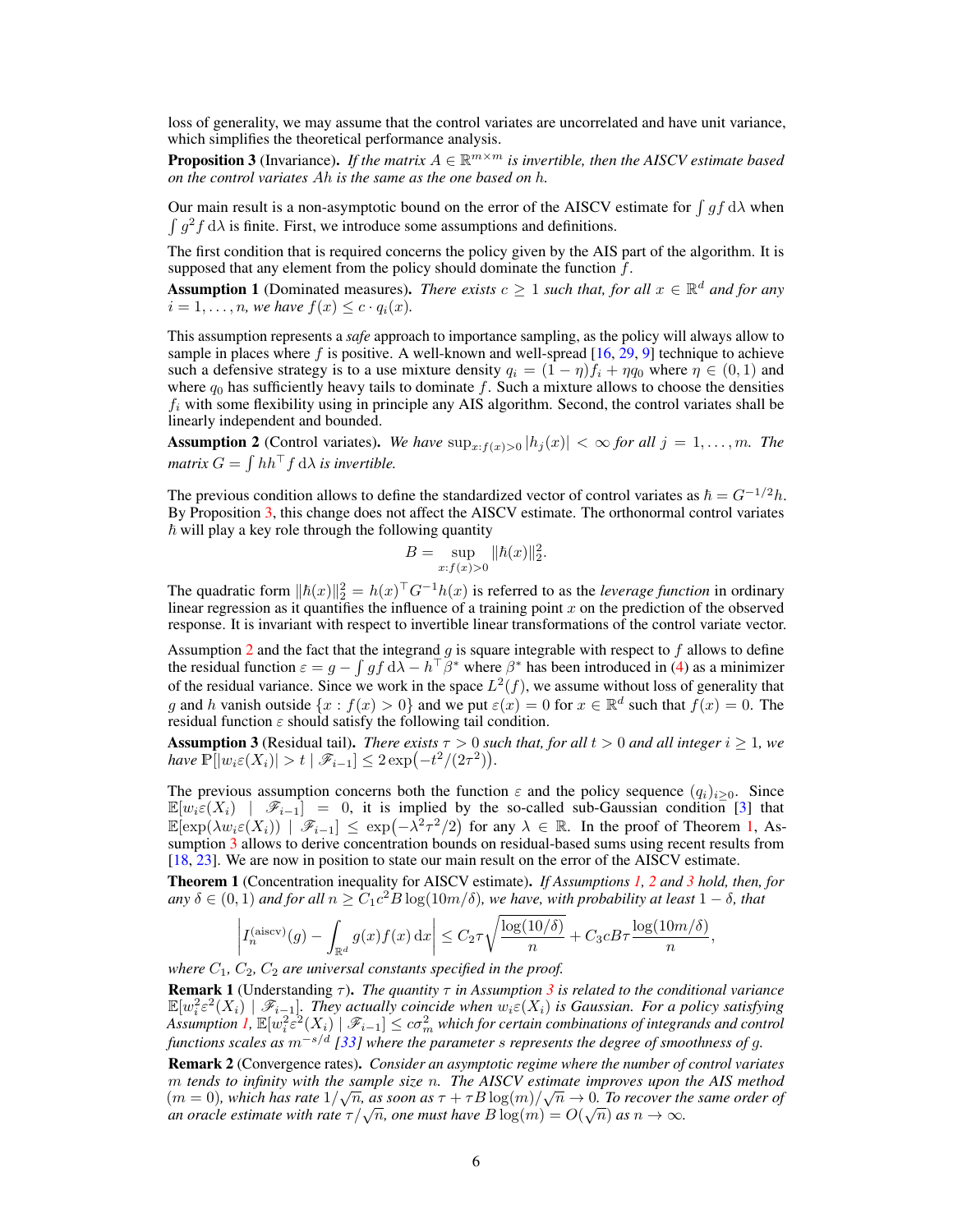loss of generality, we may assume that the control variates are uncorrelated and have unit variance, which simplifies the theoretical performance analysis.

**Proposition 3** (Invariance). *If the matrix $A \in \mathbb{R}^{m \times m}$ is invertible, then the AISCV estimate based on the control variates $Ah$ is the same as the one based on $h$.*

Our main result is a non-asymptotic bound on the error of the AISCV estimate for $\int gf \,\mathrm{d}\lambda$ when $\int g^2 f \,\mathrm{d}\lambda$ is finite. First, we introduce some assumptions and definitions.

The first condition that is required concerns the policy given by the AIS part of the algorithm. It is supposed that any element from the policy should dominate the function $f$.

**Assumption 1** (Dominated measures). *There exists $c \geq 1$ such that, for all $x \in \mathbb{R}^d$ and for any $i = 1, \ldots, n$, we have $f(x) \leq c \cdot q_i(x)$.*

This assumption represents a *safe* approach to importance sampling, as the policy will always allow to sample in places where $f$ is positive. A well-known and well-spread [16, 29, 9] technique to achieve such a defensive strategy is to a use mixture density $q_i = (1-\eta) f_i + \eta q_0$ where $\eta \in (0,1)$ and where $q_0$ has sufficiently heavy tails to dominate $f$. Such a mixture allows to choose the densities $f_i$ with some flexibility using in principle any AIS algorithm. Second, the control variates shall be linearly independent and bounded.

**Assumption 2** (Control variates). *We have $\sup_{x : f(x) > 0} |h_j(x)| < \infty$ for all $j = 1, \ldots, m$. The matrix $G = \int hh^\top f \,\mathrm{d}\lambda$ is invertible.*

The previous condition allows to define the standardized vector of control variates as $\hbar = G^{-1/2} h$. By Proposition 3, this change does not affect the AISCV estimate. The orthonormal control variates $\hbar$ will play a key role through the following quantity

$$B = \sup_{x : f(x) > 0} \|\hbar(x)\|_2^2.$$

The quadratic form $\|\hbar(x)\|_2^2 = h(x)^\top G^{-1} h(x)$ is referred to as the *leverage function* in ordinary linear regression as it quantifies the influence of a training point $x$ on the prediction of the observed response. It is invariant with respect to invertible linear transformations of the control variate vector.

Assumption 2 and the fact that the integrand $g$ is square integrable with respect to $f$ allows to define the residual function $\varepsilon = g - \int gf \,\mathrm{d}\lambda - h^\top \beta^*$ where $\beta^*$ has been introduced in (4) as a minimizer of the residual variance. Since we work in the space $L^2(f)$, we assume without loss of generality that $g$ and $h$ vanish outside $\{x : f(x) > 0\}$ and we put $\varepsilon(x) = 0$ for $x \in \mathbb{R}^d$ such that $f(x) = 0$. The residual function $\varepsilon$ should satisfy the following tail condition.

**Assumption 3** (Residual tail). *There exists $\tau > 0$ such that, for all $t > 0$ and all integer $i \geq 1$, we have $\mathbb{P}[|w_i \varepsilon(X_i)| > t \mid \mathscr{F}_{i-1}] \leq 2 \exp\bigl(-t^2/(2\tau^2)\bigr)$.*

The previous assumption concerns both the function $\varepsilon$ and the policy sequence $(q_i)_{i \geq 0}$. Since $\mathbb{E}[w_i \varepsilon(X_i) \mid \mathscr{F}_{i-1}] = 0$, it is implied by the so-called sub-Gaussian condition [3] that $\mathbb{E}[\exp(\lambda w_i \varepsilon(X_i)) \mid \mathscr{F}_{i-1}] \leq \exp\bigl(-\lambda^2 \tau^2/2\bigr)$ for any $\lambda \in \mathbb{R}$. In the proof of Theorem 1, Assumption 3 allows to derive concentration bounds on residual-based sums using recent results from [18, 23]. We are now in position to state our main result on the error of the AISCV estimate.

**Theorem 1** (Concentration inequality for AISCV estimate). *If Assumptions 1, 2 and 3 hold, then, for any $\delta \in (0,1)$ and for all $n \geq C_1 c^2 B \log(10m/\delta)$, we have, with probability at least $1 - \delta$, that*

$$\left| I_n^{(\mathrm{aiscv})}(g) - \int_{\mathbb{R}^d} g(x) f(x) \,\mathrm{d}x \right| \leq C_2 \tau \sqrt{\frac{\log(10/\delta)}{n}} + C_3 c B \tau \frac{\log(10m/\delta)}{n},$$

*where $C_1$, $C_2$, $C_2$ are universal constants specified in the proof.*

**Remark 1** (Understanding $\tau$). *The quantity $\tau$ in Assumption 3 is related to the conditional variance $\mathbb{E}[w_i^2 \varepsilon^2(X_i) \mid \mathscr{F}_{i-1}]$. They actually coincide when $w_i \varepsilon(X_i)$ is Gaussian. For a policy satisfying Assumption 1, $\mathbb{E}[w_i^2 \varepsilon^2(X_i) \mid \mathscr{F}_{i-1}] \leq c\sigma_m^2$ which for certain combinations of integrands and control functions scales as $m^{-s/d}$ [33] where the parameter $s$ represents the degree of smoothness of $g$.*

**Remark 2** (Convergence rates). *Consider an asymptotic regime where the number of control variates $m$ tends to infinity with the sample size $n$. The AISCV estimate improves upon the AIS method $(m = 0)$, which has rate $1/\sqrt{n}$, as soon as $\tau + \tau B \log(m)/\sqrt{n} \to 0$. To recover the same order of an oracle estimate with rate $\tau/\sqrt{n}$, one must have $B \log(m) = O(\sqrt{n})$ as $n \to \infty$.*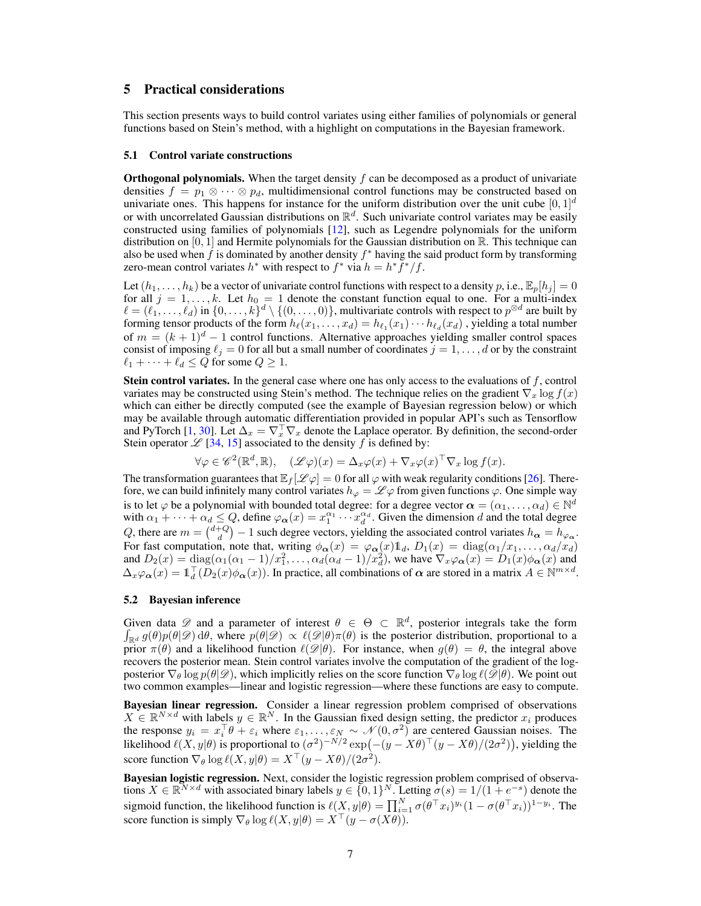## 5 Practical considerations

This section presents ways to build control variates using either families of polynomials or general functions based on Stein's method, with a highlight on computations in the Bayesian framework.

### 5.1 Control variate constructions

**Orthogonal polynomials.** When the target density $f$ can be decomposed as a product of univariate densities $f = p_1 \otimes \cdots \otimes p_d$, multidimensional control functions may be constructed based on univariate ones. This happens for instance for the uniform distribution over the unit cube $[0,1]^d$ or with uncorrelated Gaussian distributions on $\mathbb{R}^d$. Such univariate control variates may be easily constructed using families of polynomials [12], such as Legendre polynomials for the uniform distribution on $[0,1]$ and Hermite polynomials for the Gaussian distribution on $\mathbb{R}$. This technique can also be used when $f$ is dominated by another density $f^*$ having the said product form by transforming zero-mean control variates $h^*$ with respect to $f^*$ via $h = h^* f^*/f$.

Let $(h_1, \ldots, h_k)$ be a vector of univariate control functions with respect to a density $p$, i.e., $\mathbb{E}_p[h_j] = 0$ for all $j = 1, \ldots, k$. Let $h_0 = 1$ denote the constant function equal to one. For a multi-index $\ell = (\ell_1, \ldots, \ell_d)$ in $\{0, \ldots, k\}^d \setminus \{(0, \ldots, 0)\}$, multivariate controls with respect to $p^{\otimes d}$ are built by forming tensor products of the form $h_\ell(x_1, \ldots, x_d) = h_{\ell_1}(x_1) \cdots h_{\ell_d}(x_d)$ , yielding a total number of $m = (k+1)^d - 1$ control functions. Alternative approaches yielding smaller control spaces consist of imposing $\ell_j = 0$ for all but a small number of coordinates $j = 1, \ldots, d$ or by the constraint $\ell_1 + \cdots + \ell_d \leq Q$ for some $Q \geq 1$.

**Stein control variates.** In the general case where one has only access to the evaluations of $f$, control variates may be constructed using Stein's method. The technique relies on the gradient $\nabla_x \log f(x)$ which can either be directly computed (see the example of Bayesian regression below) or which may be available through automatic differentiation provided in popular API's such as Tensorflow and PyTorch [1, 30]. Let $\Delta_x = \nabla_x^\top \nabla_x$ denote the Laplace operator. By definition, the second-order Stein operator $\mathscr{L}$ [34, 15] associated to the density $f$ is defined by:

$$\forall \varphi \in \mathscr{C}^2(\mathbb{R}^d, \mathbb{R}), \quad (\mathscr{L}\varphi)(x) = \Delta_x \varphi(x) + \nabla_x \varphi(x)^\top \nabla_x \log f(x).$$

The transformation guarantees that $\mathbb{E}_f[\mathscr{L}\varphi] = 0$ for all $\varphi$ with weak regularity conditions [26]. Therefore, we can build infinitely many control variates $h_\varphi = \mathscr{L}\varphi$ from given functions $\varphi$. One simple way is to let $\varphi$ be a polynomial with bounded total degree: for a degree vector $\boldsymbol{\alpha} = (\alpha_1, \ldots, \alpha_d) \in \mathbb{N}^d$ with $\alpha_1 + \cdots + \alpha_d \leq Q$, define $\varphi_{\boldsymbol{\alpha}}(x) = x_1^{\alpha_1} \cdots x_d^{\alpha_d}$. Given the dimension $d$ and the total degree $Q$, there are $m = \binom{d+Q}{d} - 1$ such degree vectors, yielding the associated control variates $h_{\boldsymbol{\alpha}} = h_{\varphi_{\boldsymbol{\alpha}}}$. For fast computation, note that, writing $\phi_{\boldsymbol{\alpha}}(x) = \varphi_{\boldsymbol{\alpha}}(x) \mathbb{1}_d$, $D_1(x) = \operatorname{diag}(\alpha_1/x_1, \ldots, \alpha_d/x_d)$ and $D_2(x) = \operatorname{diag}(\alpha_1(\alpha_1 - 1)/x_1^2, \ldots, \alpha_d(\alpha_d - 1)/x_d^2)$, we have $\nabla_x \varphi_{\boldsymbol{\alpha}}(x) = D_1(x)\phi_{\boldsymbol{\alpha}}(x)$ and $\Delta_x \varphi_{\boldsymbol{\alpha}}(x) = \mathbb{1}_d^\top (D_2(x)\phi_{\boldsymbol{\alpha}}(x))$. In practice, all combinations of $\boldsymbol{\alpha}$ are stored in a matrix $A \in \mathbb{N}^{m \times d}$.

### 5.2 Bayesian inference

Given data $\mathscr{D}$ and a parameter of interest $\theta \in \Theta \subset \mathbb{R}^d$, posterior integrals take the form $\int_{\mathbb{R}^d} g(\theta) p(\theta|\mathscr{D}) \, \mathrm{d}\theta$, where $p(\theta|\mathscr{D}) \propto \ell(\mathscr{D}|\theta)\pi(\theta)$ is the posterior distribution, proportional to a prior $\pi(\theta)$ and a likelihood function $\ell(\mathscr{D}|\theta)$. For instance, when $g(\theta) = \theta$, the integral above recovers the posterior mean. Stein control variates involve the computation of the gradient of the log-posterior $\nabla_\theta \log p(\theta|\mathscr{D})$, which implicitly relies on the score function $\nabla_\theta \log \ell(\mathscr{D}|\theta)$. We point out two common examples—linear and logistic regression—where these functions are easy to compute.

**Bayesian linear regression.** Consider a linear regression problem comprised of observations $X \in \mathbb{R}^{N \times d}$ with labels $y \in \mathbb{R}^N$. In the Gaussian fixed design setting, the predictor $x_i$ produces the response $y_i = x_i^\top \theta + \varepsilon_i$ where $\varepsilon_1, \ldots, \varepsilon_N \sim \mathscr{N}(0, \sigma^2)$ are centered Gaussian noises. The likelihood $\ell(X, y|\theta)$ is proportional to $(\sigma^2)^{-N/2} \exp\big(-(y - X\theta)^\top (y - X\theta)/(2\sigma^2)\big)$, yielding the score function $\nabla_\theta \log \ell(X, y|\theta) = X^\top (y - X\theta)/(2\sigma^2)$.

**Bayesian logistic regression.** Next, consider the logistic regression problem comprised of observations $X \in \mathbb{R}^{N \times d}$ with associated binary labels $y \in \{0,1\}^N$. Letting $\sigma(s) = 1/(1 + e^{-s})$ denote the sigmoid function, the likelihood function is $\ell(X, y|\theta) = \prod_{i=1}^N \sigma(\theta^\top x_i)^{y_i} (1 - \sigma(\theta^\top x_i))^{1 - y_i}$. The score function is simply $\nabla_\theta \log \ell(X, y|\theta) = X^\top (y - \sigma(X\theta))$.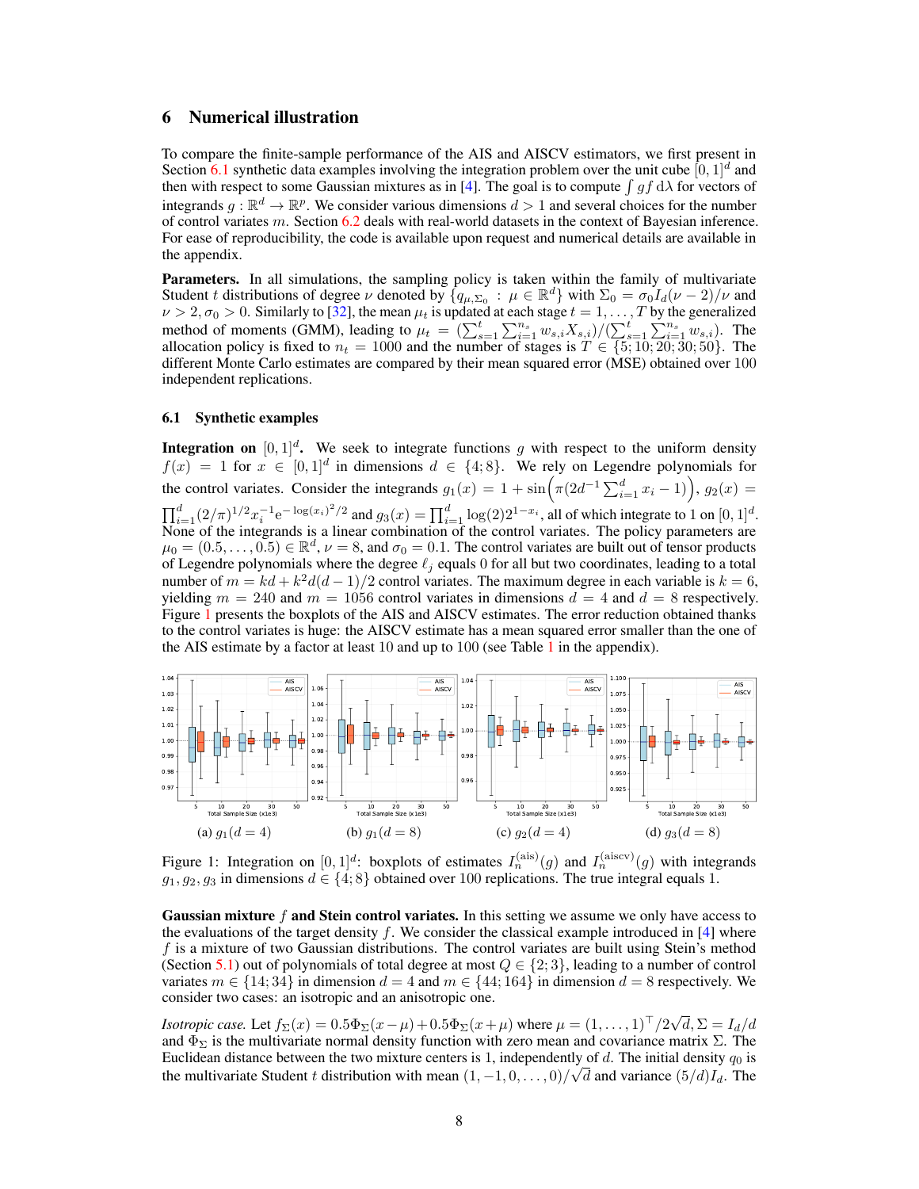## 6 Numerical illustration

To compare the finite-sample performance of the AIS and AISCV estimators, we first present in Section 6.1 synthetic data examples involving the integration problem over the unit cube $[0,1]^d$ and then with respect to some Gaussian mixtures as in [4]. The goal is to compute $\int gf \, \mathrm{d}\lambda$ for vectors of integrands $g : \mathbb{R}^d \to \mathbb{R}^p$. We consider various dimensions $d > 1$ and several choices for the number of control variates $m$. Section 6.2 deals with real-world datasets in the context of Bayesian inference. For ease of reproducibility, the code is available upon request and numerical details are available in the appendix.

**Parameters.** In all simulations, the sampling policy is taken within the family of multivariate Student $t$ distributions of degree $\nu$ denoted by $\{q_{\mu,\Sigma_0} : \mu \in \mathbb{R}^d\}$ with $\Sigma_0 = \sigma_0 I_d(\nu-2)/\nu$ and $\nu > 2, \sigma_0 > 0$. Similarly to [32], the mean $\mu_t$ is updated at each stage $t = 1, \ldots, T$ by the generalized method of moments (GMM), leading to $\mu_t = (\sum_{s=1}^t \sum_{i=1}^{n_s} w_{s,i} X_{s,i})/(\sum_{s=1}^t \sum_{i=1}^{n_s} w_{s,i})$. The allocation policy is fixed to $n_t = 1000$ and the number of stages is $T \in \{5; 10; 20; 30; 50\}$. The different Monte Carlo estimates are compared by their mean squared error (MSE) obtained over 100 independent replications.

### 6.1 Synthetic examples

**Integration on** $[0,1]^d$**.** We seek to integrate functions $g$ with respect to the uniform density $f(x) = 1$ for $x \in [0,1]^d$ in dimensions $d \in \{4; 8\}$. We rely on Legendre polynomials for the control variates. Consider the integrands $g_1(x) = 1 + \sin\Big(\pi(2d^{-1}\sum_{i=1}^d x_i - 1)\Big)$, $g_2(x) = \prod_{i=1}^d (2/\pi)^{1/2} x_i^{-1} \mathrm{e}^{-\log(x_i)^2/2}$ and $g_3(x) = \prod_{i=1}^d \log(2) 2^{1-x_i}$, all of which integrate to 1 on $[0,1]^d$. None of the integrands is a linear combination of the control variates. The policy parameters are $\mu_0 = (0.5, \ldots, 0.5) \in \mathbb{R}^d$, $\nu = 8$, and $\sigma_0 = 0.1$. The control variates are built out of tensor products of Legendre polynomials where the degree $\ell_j$ equals 0 for all but two coordinates, leading to a total number of $m = kd + k^2 d(d-1)/2$ control variates. The maximum degree in each variable is $k = 6$, yielding $m = 240$ and $m = 1056$ control variates in dimensions $d = 4$ and $d = 8$ respectively. Figure 1 presents the boxplots of the AIS and AISCV estimates. The error reduction obtained thanks to the control variates is huge: the AISCV estimate has a mean squared error smaller than the one of the AIS estimate by a factor at least 10 and up to 100 (see Table 1 in the appendix).

(a) $g_1(d=4)$ (b) $g_1(d=8)$ (c) $g_2(d=4)$ (d) $g_3(d=8)$

Figure 1: Integration on $[0,1]^d$: boxplots of estimates $I_n^{(\mathrm{ais})}(g)$ and $I_n^{(\mathrm{aiscv})}(g)$ with integrands $g_1, g_2, g_3$ in dimensions $d \in \{4; 8\}$ obtained over 100 replications. The true integral equals 1.

**Gaussian mixture** $f$ **and Stein control variates.** In this setting we assume we only have access to the evaluations of the target density $f$. We consider the classical example introduced in [4] where $f$ is a mixture of two Gaussian distributions. The control variates are built using Stein's method (Section 5.1) out of polynomials of total degree at most $Q \in \{2; 3\}$, leading to a number of control variates $m \in \{14; 34\}$ in dimension $d = 4$ and $m \in \{44; 164\}$ in dimension $d = 8$ respectively. We consider two cases: an isotropic and an anisotropic one.

*Isotropic case.* Let $f_\Sigma(x) = 0.5\Phi_\Sigma(x-\mu) + 0.5\Phi_\Sigma(x+\mu)$ where $\mu = (1, \ldots, 1)^\top / 2\sqrt{d}$, $\Sigma = I_d/d$ and $\Phi_\Sigma$ is the multivariate normal density function with zero mean and covariance matrix $\Sigma$. The Euclidean distance between the two mixture centers is 1, independently of $d$. The initial density $q_0$ is the multivariate Student $t$ distribution with mean $(1, -1, 0, \ldots, 0)/\sqrt{d}$ and variance $(5/d)I_d$. The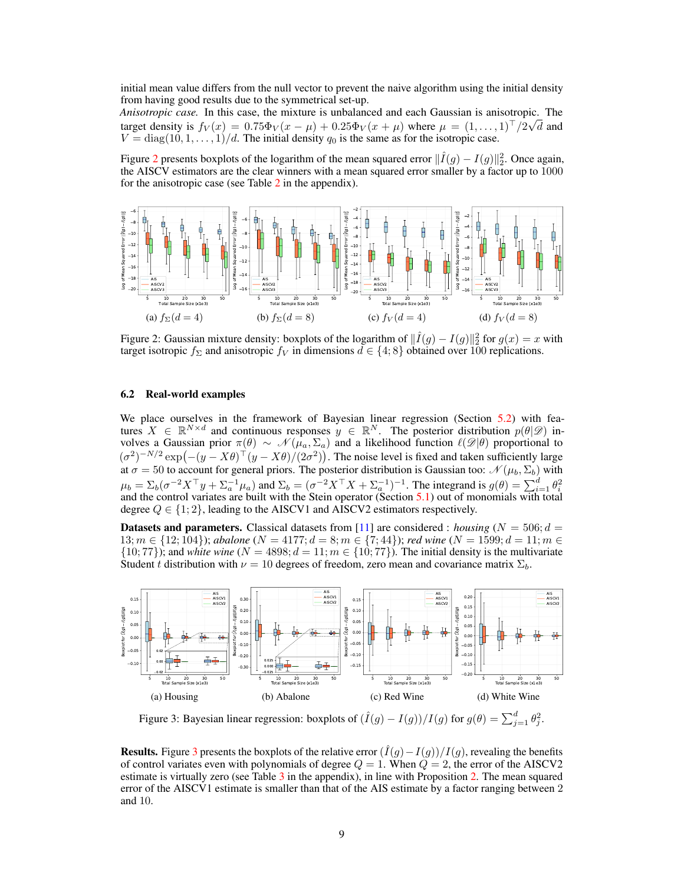initial mean value differs from the null vector to prevent the naive algorithm using the initial density from having good results due to the symmetrical set-up.

*Anisotropic case.* In this case, the mixture is unbalanced and each Gaussian is anisotropic. The target density is $f_V(x) = 0.75\Phi_V(x-\mu) + 0.25\Phi_V(x+\mu)$ where $\mu = (1,\dots,1)^\top/2\sqrt{d}$ and $V = \mathrm{diag}(10, 1, \dots, 1)/d$. The initial density $q_0$ is the same as for the isotropic case.

Figure 2 presents boxplots of the logarithm of the mean squared error $\|\hat{I}(g) - I(g)\|_2^2$. Once again, the AISCV estimators are the clear winners with a mean squared error smaller by a factor up to 1000 for the anisotropic case (see Table 2 in the appendix).

(a) $f_\Sigma(d=4)$ (b) $f_\Sigma(d=8)$ (c) $f_V(d=4)$ (d) $f_V(d=8)$

Figure 2: Gaussian mixture density: boxplots of the logarithm of $\|\hat{I}(g) - I(g)\|_2^2$ for $g(x) = x$ with target isotropic $f_\Sigma$ and anisotropic $f_V$ in dimensions $d \in \{4; 8\}$ obtained over 100 replications.

### 6.2 Real-world examples

We place ourselves in the framework of Bayesian linear regression (Section 5.2) with features $X \in \mathbb{R}^{N\times d}$ and continuous responses $y \in \mathbb{R}^N$. The posterior distribution $p(\theta|\mathscr{D})$ involves a Gaussian prior $\pi(\theta) \sim \mathscr{N}(\mu_a, \Sigma_a)$ and a likelihood function $\ell(\mathscr{D}|\theta)$ proportional to $(\sigma^2)^{-N/2}\exp\big(-(y - X\theta)^\top(y - X\theta)/(2\sigma^2)\big)$. The noise level is fixed and taken sufficiently large at $\sigma = 50$ to account for general priors. The posterior distribution is Gaussian too: $\mathscr{N}(\mu_b, \Sigma_b)$ with $\mu_b = \Sigma_b(\sigma^{-2}X^\top y + \Sigma_a^{-1}\mu_a)$ and $\Sigma_b = (\sigma^{-2}X^\top X + \Sigma_a^{-1})^{-1}$. The integrand is $g(\theta) = \sum_{i=1}^d \theta_i^2$ and the control variates are built with the Stein operator (Section 5.1) out of monomials with total degree $Q \in \{1; 2\}$, leading to the AISCV1 and AISCV2 estimators respectively.

**Datasets and parameters.** Classical datasets from [11] are considered : *housing* ($N = 506; d = 13; m \in \{12; 104\}$); *abalone* ($N = 4177; d = 8; m \in \{7; 44\}$); *red wine* ($N = 1599; d = 11; m \in \{10; 77\}$); and *white wine* ($N = 4898; d = 11; m \in \{10; 77\}$). The initial density is the multivariate Student $t$ distribution with $\nu = 10$ degrees of freedom, zero mean and covariance matrix $\Sigma_b$.

(a) Housing (b) Abalone (c) Red Wine (d) White Wine

Figure 3: Bayesian linear regression: boxplots of $(\hat{I}(g) - I(g))/I(g)$ for $g(\theta) = \sum_{j=1}^d \theta_j^2$.

**Results.** Figure 3 presents the boxplots of the relative error $(\hat{I}(g) - I(g))/I(g)$, revealing the benefits of control variates even with polynomials of degree $Q = 1$. When $Q = 2$, the error of the AISCV2 estimate is virtually zero (see Table 3 in the appendix), in line with Proposition 2. The mean squared error of the AISCV1 estimate is smaller than that of the AIS estimate by a factor ranging between 2 and 10.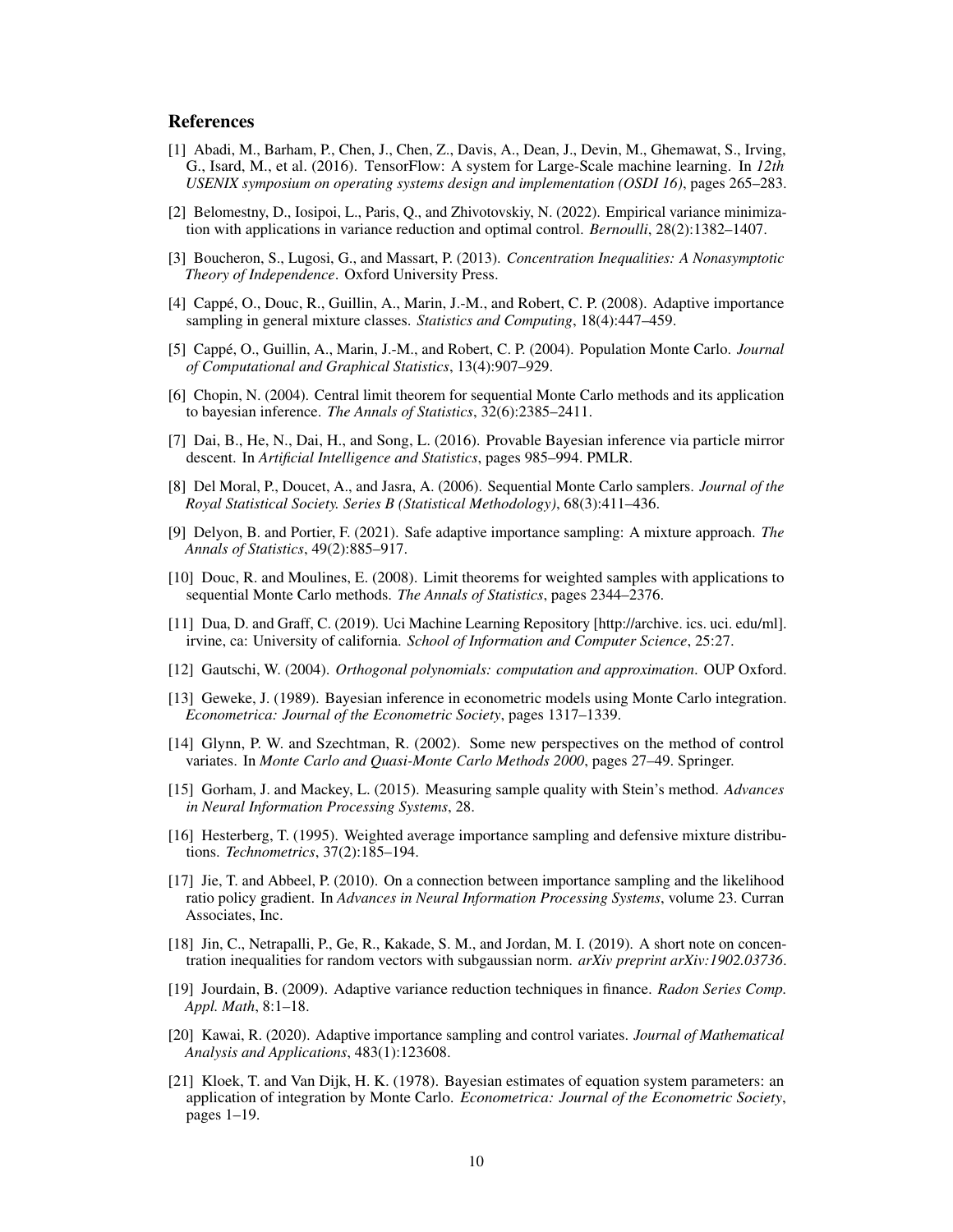## References

[1] Abadi, M., Barham, P., Chen, J., Chen, Z., Davis, A., Dean, J., Devin, M., Ghemawat, S., Irving, G., Isard, M., et al. (2016). TensorFlow: A system for Large-Scale machine learning. In *12th USENIX symposium on operating systems design and implementation (OSDI 16)*, pages 265–283.

[2] Belomestny, D., Iosipoi, L., Paris, Q., and Zhivotovskiy, N. (2022). Empirical variance minimization with applications in variance reduction and optimal control. *Bernoulli*, 28(2):1382–1407.

[3] Boucheron, S., Lugosi, G., and Massart, P. (2013). *Concentration Inequalities: A Nonasymptotic Theory of Independence*. Oxford University Press.

[4] Cappé, O., Douc, R., Guillin, A., Marin, J.-M., and Robert, C. P. (2008). Adaptive importance sampling in general mixture classes. *Statistics and Computing*, 18(4):447–459.

[5] Cappé, O., Guillin, A., Marin, J.-M., and Robert, C. P. (2004). Population Monte Carlo. *Journal of Computational and Graphical Statistics*, 13(4):907–929.

[6] Chopin, N. (2004). Central limit theorem for sequential Monte Carlo methods and its application to bayesian inference. *The Annals of Statistics*, 32(6):2385–2411.

[7] Dai, B., He, N., Dai, H., and Song, L. (2016). Provable Bayesian inference via particle mirror descent. In *Artificial Intelligence and Statistics*, pages 985–994. PMLR.

[8] Del Moral, P., Doucet, A., and Jasra, A. (2006). Sequential Monte Carlo samplers. *Journal of the Royal Statistical Society. Series B (Statistical Methodology)*, 68(3):411–436.

[9] Delyon, B. and Portier, F. (2021). Safe adaptive importance sampling: A mixture approach. *The Annals of Statistics*, 49(2):885–917.

[10] Douc, R. and Moulines, E. (2008). Limit theorems for weighted samples with applications to sequential Monte Carlo methods. *The Annals of Statistics*, pages 2344–2376.

[11] Dua, D. and Graff, C. (2019). Uci Machine Learning Repository [http://archive. ics. uci. edu/ml]. irvine, ca: University of california. *School of Information and Computer Science*, 25:27.

[12] Gautschi, W. (2004). *Orthogonal polynomials: computation and approximation*. OUP Oxford.

[13] Geweke, J. (1989). Bayesian inference in econometric models using Monte Carlo integration. *Econometrica: Journal of the Econometric Society*, pages 1317–1339.

[14] Glynn, P. W. and Szechtman, R. (2002). Some new perspectives on the method of control variates. In *Monte Carlo and Quasi-Monte Carlo Methods 2000*, pages 27–49. Springer.

[15] Gorham, J. and Mackey, L. (2015). Measuring sample quality with Stein's method. *Advances in Neural Information Processing Systems*, 28.

[16] Hesterberg, T. (1995). Weighted average importance sampling and defensive mixture distributions. *Technometrics*, 37(2):185–194.

[17] Jie, T. and Abbeel, P. (2010). On a connection between importance sampling and the likelihood ratio policy gradient. In *Advances in Neural Information Processing Systems*, volume 23. Curran Associates, Inc.

[18] Jin, C., Netrapalli, P., Ge, R., Kakade, S. M., and Jordan, M. I. (2019). A short note on concentration inequalities for random vectors with subgaussian norm. *arXiv preprint arXiv:1902.03736*.

[19] Jourdain, B. (2009). Adaptive variance reduction techniques in finance. *Radon Series Comp. Appl. Math*, 8:1–18.

[20] Kawai, R. (2020). Adaptive importance sampling and control variates. *Journal of Mathematical Analysis and Applications*, 483(1):123608.

[21] Kloek, T. and Van Dijk, H. K. (1978). Bayesian estimates of equation system parameters: an application of integration by Monte Carlo. *Econometrica: Journal of the Econometric Society*, pages 1–19.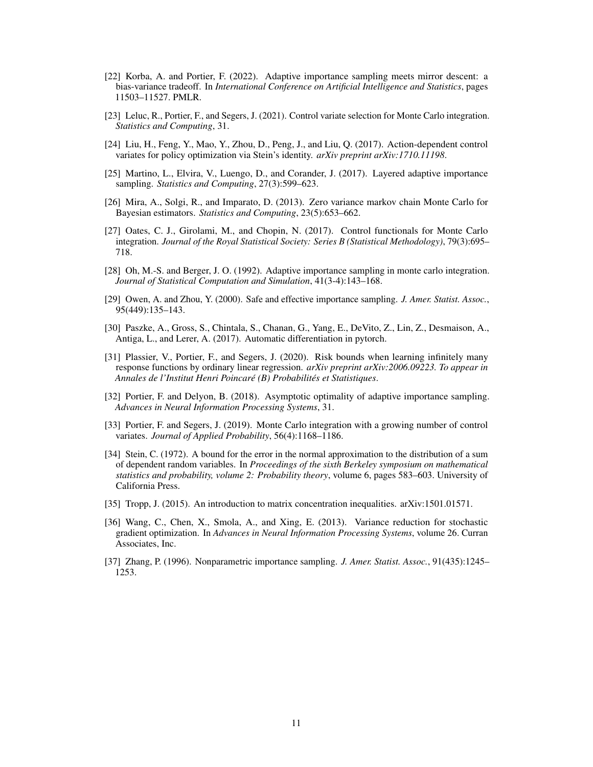[22] Korba, A. and Portier, F. (2022). Adaptive importance sampling meets mirror descent: a bias-variance tradeoff. In *International Conference on Artificial Intelligence and Statistics*, pages 11503–11527. PMLR.

[23] Leluc, R., Portier, F., and Segers, J. (2021). Control variate selection for Monte Carlo integration. *Statistics and Computing*, 31.

[24] Liu, H., Feng, Y., Mao, Y., Zhou, D., Peng, J., and Liu, Q. (2017). Action-dependent control variates for policy optimization via Stein's identity. *arXiv preprint arXiv:1710.11198*.

[25] Martino, L., Elvira, V., Luengo, D., and Corander, J. (2017). Layered adaptive importance sampling. *Statistics and Computing*, 27(3):599–623.

[26] Mira, A., Solgi, R., and Imparato, D. (2013). Zero variance markov chain Monte Carlo for Bayesian estimators. *Statistics and Computing*, 23(5):653–662.

[27] Oates, C. J., Girolami, M., and Chopin, N. (2017). Control functionals for Monte Carlo integration. *Journal of the Royal Statistical Society: Series B (Statistical Methodology)*, 79(3):695–718.

[28] Oh, M.-S. and Berger, J. O. (1992). Adaptive importance sampling in monte carlo integration. *Journal of Statistical Computation and Simulation*, 41(3-4):143–168.

[29] Owen, A. and Zhou, Y. (2000). Safe and effective importance sampling. *J. Amer. Statist. Assoc.*, 95(449):135–143.

[30] Paszke, A., Gross, S., Chintala, S., Chanan, G., Yang, E., DeVito, Z., Lin, Z., Desmaison, A., Antiga, L., and Lerer, A. (2017). Automatic differentiation in pytorch.

[31] Plassier, V., Portier, F., and Segers, J. (2020). Risk bounds when learning infinitely many response functions by ordinary linear regression. *arXiv preprint arXiv:2006.09223. To appear in Annales de l'Institut Henri Poincaré (B) Probabilités et Statistiques*.

[32] Portier, F. and Delyon, B. (2018). Asymptotic optimality of adaptive importance sampling. *Advances in Neural Information Processing Systems*, 31.

[33] Portier, F. and Segers, J. (2019). Monte Carlo integration with a growing number of control variates. *Journal of Applied Probability*, 56(4):1168–1186.

[34] Stein, C. (1972). A bound for the error in the normal approximation to the distribution of a sum of dependent random variables. In *Proceedings of the sixth Berkeley symposium on mathematical statistics and probability, volume 2: Probability theory*, volume 6, pages 583–603. University of California Press.

[35] Tropp, J. (2015). An introduction to matrix concentration inequalities. arXiv:1501.01571.

[36] Wang, C., Chen, X., Smola, A., and Xing, E. (2013). Variance reduction for stochastic gradient optimization. In *Advances in Neural Information Processing Systems*, volume 26. Curran Associates, Inc.

[37] Zhang, P. (1996). Nonparametric importance sampling. *J. Amer. Statist. Assoc.*, 91(435):1245–1253.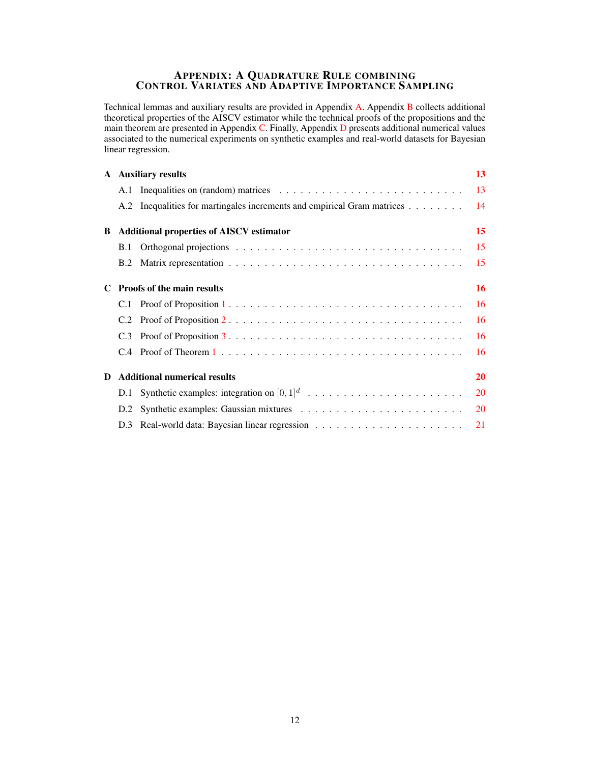# Appendix: A Quadrature Rule combining Control Variates and Adaptive Importance Sampling

Technical lemmas and auxiliary results are provided in Appendix A. Appendix B collects additional theoretical properties of the AISCV estimator while the technical proofs of the propositions and the main theorem are presented in Appendix C. Finally, Appendix D presents additional numerical values associated to the numerical experiments on synthetic examples and real-world datasets for Bayesian linear regression.

**A Auxiliary results** — 13

- A.1 Inequalities on (random) matrices — 13
- A.2 Inequalities for martingales increments and empirical Gram matrices — 14

**B Additional properties of AISCV estimator** — 15

- B.1 Orthogonal projections — 15
- B.2 Matrix representation — 15

**C Proofs of the main results** — 16

- C.1 Proof of Proposition 1 — 16
- C.2 Proof of Proposition 2 — 16
- C.3 Proof of Proposition 3 — 16
- C.4 Proof of Theorem 1 — 16

**D Additional numerical results** — 20

- D.1 Synthetic examples: integration on $[0, 1]^d$ — 20
- D.2 Synthetic examples: Gaussian mixtures — 20
- D.3 Real-world data: Bayesian linear regression — 21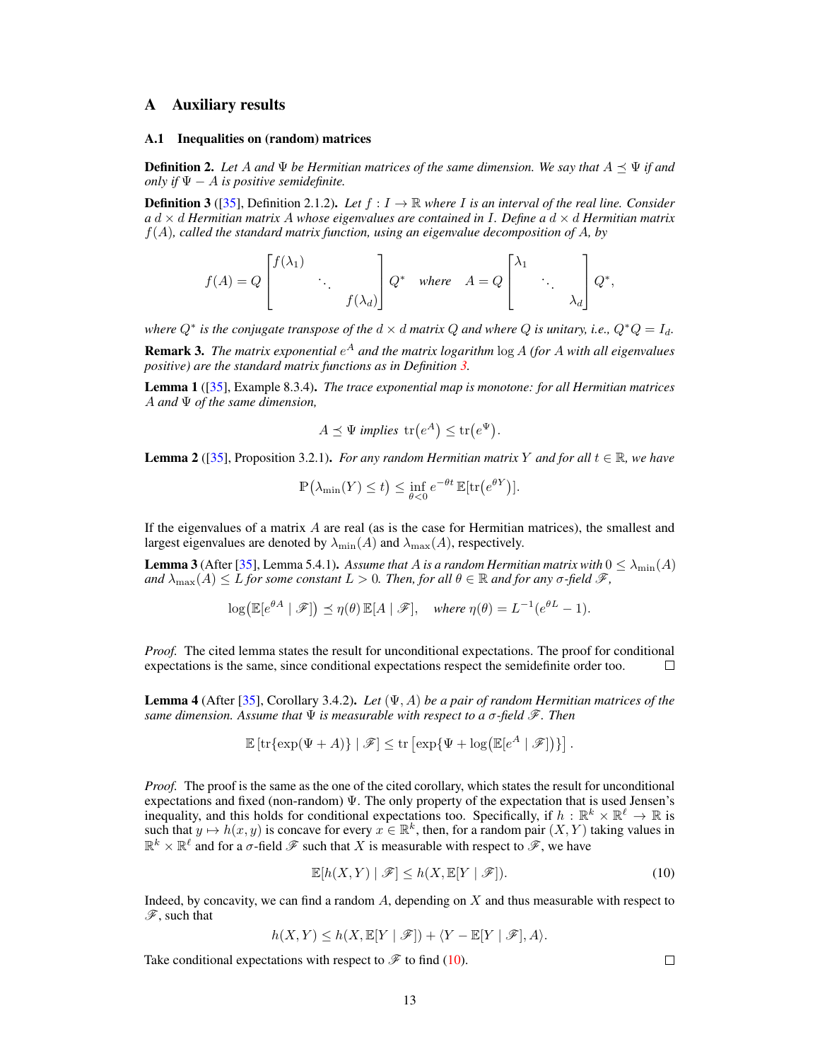# A Auxiliary results

## A.1 Inequalities on (random) matrices

**Definition 2.** *Let $A$ and $\Psi$ be Hermitian matrices of the same dimension. We say that $A \preceq \Psi$ if and only if $\Psi - A$ is positive semidefinite.*

**Definition 3** ([35], Definition 2.1.2)**.** *Let $f : I \to \mathbb{R}$ where $I$ is an interval of the real line. Consider a $d \times d$ Hermitian matrix $A$ whose eigenvalues are contained in $I$. Define a $d \times d$ Hermitian matrix $f(A)$, called the standard matrix function, using an eigenvalue decomposition of $A$, by*

$$
f(A) = Q \begin{bmatrix} f(\lambda_1) & & \\ & \ddots & \\ & & f(\lambda_d) \end{bmatrix} Q^* \quad \text{where} \quad A = Q \begin{bmatrix} \lambda_1 & & \\ & \ddots & \\ & & \lambda_d \end{bmatrix} Q^*,
$$

*where $Q^*$ is the conjugate transpose of the $d \times d$ matrix $Q$ and where $Q$ is unitary, i.e., $Q^* Q = I_d$.*

**Remark 3.** *The matrix exponential $e^A$ and the matrix logarithm $\log A$ (for $A$ with all eigenvalues positive) are the standard matrix functions as in Definition 3.*

**Lemma 1** ([35], Example 8.3.4)**.** *The trace exponential map is monotone: for all Hermitian matrices $A$ and $\Psi$ of the same dimension,*

$$
A \preceq \Psi \text{ implies } \operatorname{tr}(e^A) \le \operatorname{tr}(e^\Psi).
$$

**Lemma 2** ([35], Proposition 3.2.1)**.** *For any random Hermitian matrix $Y$ and for all $t \in \mathbb{R}$, we have*

$$
\mathbb{P}\big(\lambda_{\min}(Y) \le t\big) \le \inf_{\theta < 0} e^{-\theta t} \, \mathbb{E}[\operatorname{tr}(e^{\theta Y})].
$$

If the eigenvalues of a matrix $A$ are real (as is the case for Hermitian matrices), the smallest and largest eigenvalues are denoted by $\lambda_{\min}(A)$ and $\lambda_{\max}(A)$, respectively.

**Lemma 3** (After [35], Lemma 5.4.1)**.** *Assume that $A$ is a random Hermitian matrix with $0 \le \lambda_{\min}(A)$ and $\lambda_{\max}(A) \le L$ for some constant $L > 0$. Then, for all $\theta \in \mathbb{R}$ and for any $\sigma$-field $\mathscr{F}$,*

$$
\log\big(\mathbb{E}[e^{\theta A} \mid \mathscr{F}]\big) \preceq \eta(\theta) \, \mathbb{E}[A \mid \mathscr{F}], \quad \text{where } \eta(\theta) = L^{-1}(e^{\theta L} - 1).
$$

*Proof.* The cited lemma states the result for unconditional expectations. The proof for conditional expectations is the same, since conditional expectations respect the semidefinite order too. □

**Lemma 4** (After [35], Corollary 3.4.2)**.** *Let $(\Psi, A)$ be a pair of random Hermitian matrices of the same dimension. Assume that $\Psi$ is measurable with respect to a $\sigma$-field $\mathscr{F}$. Then*

$$
\mathbb{E}\left[\operatorname{tr}\{\exp(\Psi + A)\} \mid \mathscr{F}\right] \le \operatorname{tr}\left[\exp\{\Psi + \log\big(\mathbb{E}[e^A \mid \mathscr{F}]\big)\}\right].
$$

*Proof.* The proof is the same as the one of the cited corollary, which states the result for unconditional expectations and fixed (non-random) $\Psi$. The only property of the expectation that is used Jensen's inequality, and this holds for conditional expectations too. Specifically, if $h : \mathbb{R}^k \times \mathbb{R}^\ell \to \mathbb{R}$ is such that $y \mapsto h(x, y)$ is concave for every $x \in \mathbb{R}^k$, then, for a random pair $(X, Y)$ taking values in $\mathbb{R}^k \times \mathbb{R}^\ell$ and for a $\sigma$-field $\mathscr{F}$ such that $X$ is measurable with respect to $\mathscr{F}$, we have

$$
\mathbb{E}[h(X, Y) \mid \mathscr{F}] \le h(X, \mathbb{E}[Y \mid \mathscr{F}]). \tag{10}
$$

Indeed, by concavity, we can find a random $A$, depending on $X$ and thus measurable with respect to $\mathscr{F}$, such that

$$
h(X, Y) \le h(X, \mathbb{E}[Y \mid \mathscr{F}]) + \langle Y - \mathbb{E}[Y \mid \mathscr{F}], A \rangle.
$$

Take conditional expectations with respect to $\mathscr{F}$ to find (10). □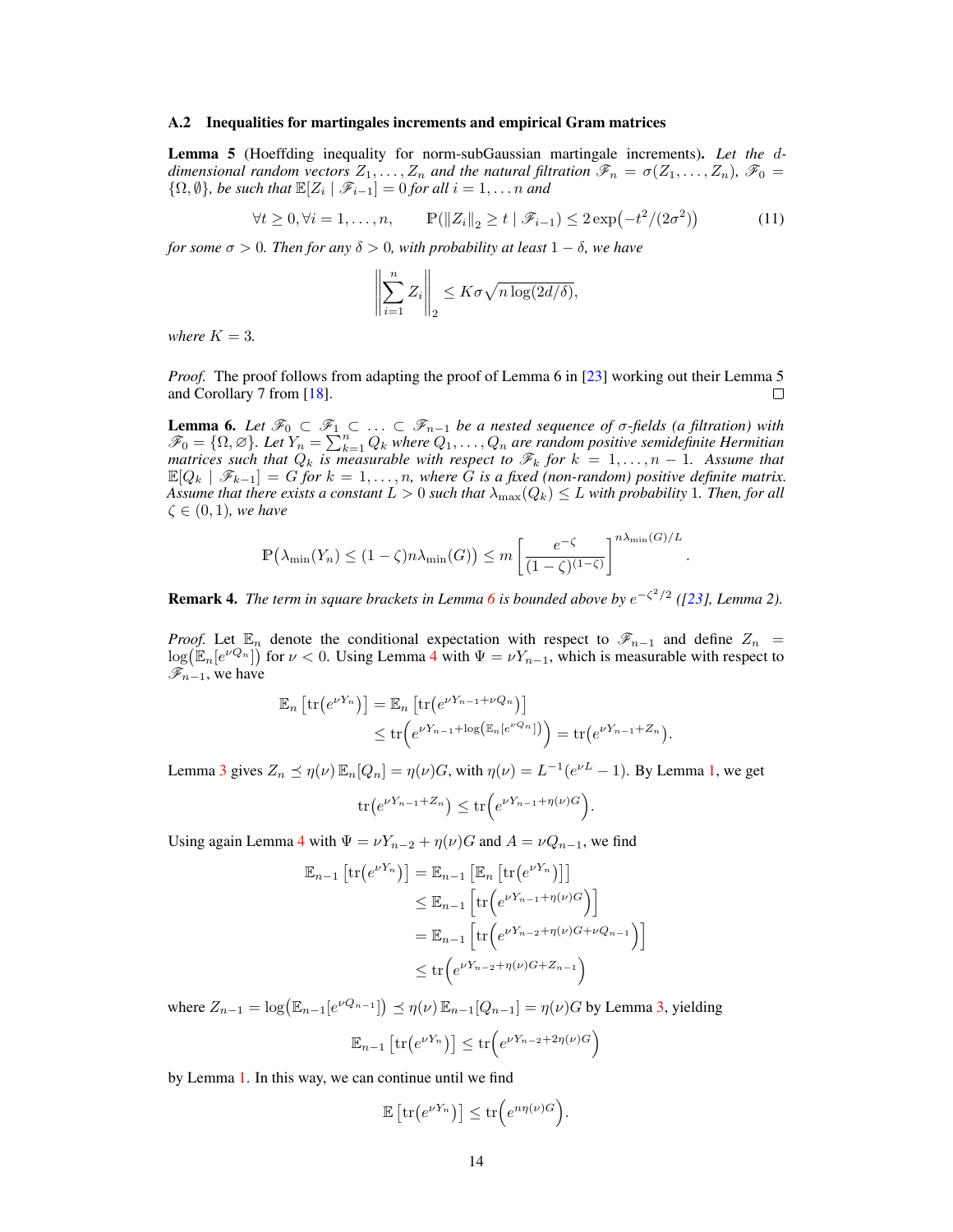### A.2 Inequalities for martingales increments and empirical Gram matrices

**Lemma 5** (Hoeffding inequality for norm-subGaussian martingale increments)**.** *Let the $d$-dimensional random vectors $Z_1, \dots, Z_n$ and the natural filtration $\mathscr{F}_n = \sigma(Z_1, \dots, Z_n)$, $\mathscr{F}_0 = \{\Omega, \emptyset\}$, be such that $\mathbb{E}[Z_i \mid \mathscr{F}_{i-1}] = 0$ for all $i = 1, \dots n$ and*

$$\forall t \geq 0, \forall i = 1, \dots, n, \qquad \mathbb{P}(\|Z_i\|_2 \geq t \mid \mathscr{F}_{i-1}) \leq 2\exp\bigl(-t^2/(2\sigma^2)\bigr) \tag{11}$$

*for some $\sigma > 0$. Then for any $\delta > 0$, with probability at least $1 - \delta$, we have*

$$\left\| \sum_{i=1}^{n} Z_i \right\|_2 \leq K\sigma\sqrt{n\log(2d/\delta)},$$

*where $K = 3$.*

*Proof.* The proof follows from adapting the proof of Lemma 6 in [23] working out their Lemma 5 and Corollary 7 from [18]. □

**Lemma 6.** *Let $\mathscr{F}_0 \subset \mathscr{F}_1 \subset \dots \subset \mathscr{F}_{n-1}$ be a nested sequence of $\sigma$-fields (a filtration) with $\mathscr{F}_0 = \{\Omega, \varnothing\}$. Let $Y_n = \sum_{k=1}^{n} Q_k$ where $Q_1, \dots, Q_n$ are random positive semidefinite Hermitian matrices such that $Q_k$ is measurable with respect to $\mathscr{F}_k$ for $k = 1, \dots, n-1$. Assume that $\mathbb{E}[Q_k \mid \mathscr{F}_{k-1}] = G$ for $k = 1, \dots, n$, where $G$ is a fixed (non-random) positive definite matrix. Assume that there exists a constant $L > 0$ such that $\lambda_{\max}(Q_k) \leq L$ with probability 1. Then, for all $\zeta \in (0,1)$, we have*

$$\mathbb{P}\bigl(\lambda_{\min}(Y_n) \leq (1-\zeta)n\lambda_{\min}(G)\bigr) \leq m\left[\frac{e^{-\zeta}}{(1-\zeta)^{(1-\zeta)}}\right]^{n\lambda_{\min}(G)/L}.$$

**Remark 4.** *The term in square brackets in Lemma 6 is bounded above by $e^{-\zeta^2/2}$ ([23], Lemma 2).*

*Proof.* Let $\mathbb{E}_n$ denote the conditional expectation with respect to $\mathscr{F}_{n-1}$ and define $Z_n = \log\bigl(\mathbb{E}_n[e^{\nu Q_n}]\bigr)$ for $\nu < 0$. Using Lemma 4 with $\Psi = \nu Y_{n-1}$, which is measurable with respect to $\mathscr{F}_{n-1}$, we have

$$\begin{aligned}
\mathbb{E}_n\left[\operatorname{tr}\bigl(e^{\nu Y_n}\bigr)\right] &= \mathbb{E}_n\left[\operatorname{tr}\bigl(e^{\nu Y_{n-1}+\nu Q_n}\bigr)\right] \\
&\leq \operatorname{tr}\Bigl(e^{\nu Y_{n-1}+\log\left(\mathbb{E}_n[e^{\nu Q_n}]\right)}\Bigr) = \operatorname{tr}\bigl(e^{\nu Y_{n-1}+Z_n}\bigr).
\end{aligned}$$

Lemma 3 gives $Z_n \preceq \eta(\nu)\,\mathbb{E}_n[Q_n] = \eta(\nu)G$, with $\eta(\nu) = L^{-1}(e^{\nu L} - 1)$. By Lemma 1, we get

$$\operatorname{tr}\bigl(e^{\nu Y_{n-1}+Z_n}\bigr) \leq \operatorname{tr}\Bigl(e^{\nu Y_{n-1}+\eta(\nu)G}\Bigr).$$

Using again Lemma 4 with $\Psi = \nu Y_{n-2} + \eta(\nu)G$ and $A = \nu Q_{n-1}$, we find

$$\begin{aligned}
\mathbb{E}_{n-1}\left[\operatorname{tr}\bigl(e^{\nu Y_n}\bigr)\right] &= \mathbb{E}_{n-1}\left[\mathbb{E}_n\left[\operatorname{tr}\bigl(e^{\nu Y_n}\bigr)\right]\right] \\
&\leq \mathbb{E}_{n-1}\left[\operatorname{tr}\Bigl(e^{\nu Y_{n-1}+\eta(\nu)G}\Bigr)\right] \\
&= \mathbb{E}_{n-1}\left[\operatorname{tr}\Bigl(e^{\nu Y_{n-2}+\eta(\nu)G+\nu Q_{n-1}}\Bigr)\right] \\
&\leq \operatorname{tr}\Bigl(e^{\nu Y_{n-2}+\eta(\nu)G+Z_{n-1}}\Bigr)
\end{aligned}$$

where $Z_{n-1} = \log\bigl(\mathbb{E}_{n-1}[e^{\nu Q_{n-1}}]\bigr) \preceq \eta(\nu)\,\mathbb{E}_{n-1}[Q_{n-1}] = \eta(\nu)G$ by Lemma 3, yielding

$$\mathbb{E}_{n-1}\left[\operatorname{tr}\bigl(e^{\nu Y_n}\bigr)\right] \leq \operatorname{tr}\Bigl(e^{\nu Y_{n-2}+2\eta(\nu)G}\Bigr)$$

by Lemma 1. In this way, we can continue until we find

$$\mathbb{E}\left[\operatorname{tr}\bigl(e^{\nu Y_n}\bigr)\right] \leq \operatorname{tr}\Bigl(e^{n\eta(\nu)G}\Bigr).$$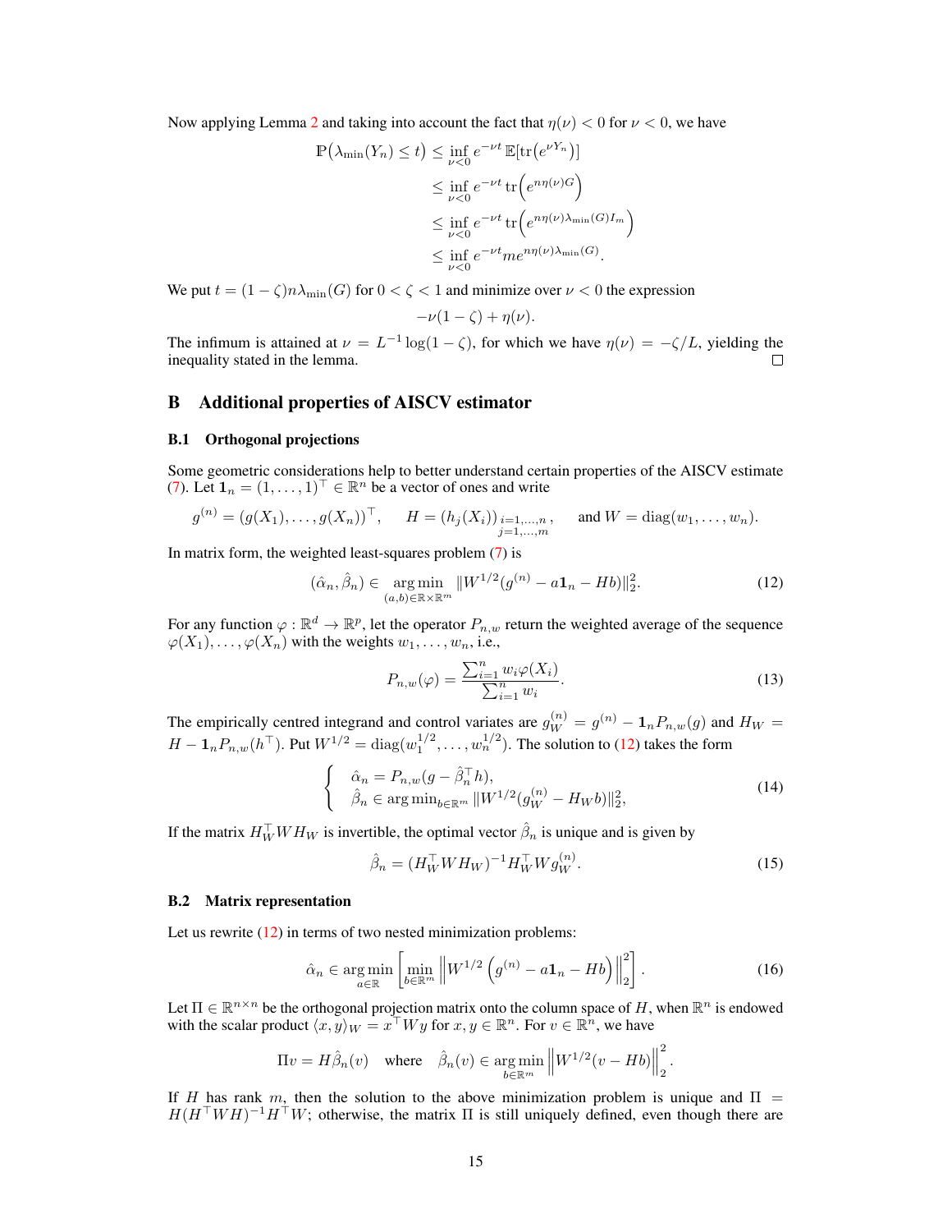Now applying Lemma 2 and taking into account the fact that $\eta(\nu) < 0$ for $\nu < 0$, we have

$$
\begin{aligned}
\mathbb{P}\big(\lambda_{\min}(Y_n) \le t\big) &\le \inf_{\nu<0} e^{-\nu t}\, \mathbb{E}[\operatorname{tr}\big(e^{\nu Y_n}\big)] \\
&\le \inf_{\nu<0} e^{-\nu t} \operatorname{tr}\Big(e^{n\eta(\nu) G}\Big) \\
&\le \inf_{\nu<0} e^{-\nu t} \operatorname{tr}\Big(e^{n\eta(\nu)\lambda_{\min}(G) I_m}\Big) \\
&\le \inf_{\nu<0} e^{-\nu t} m e^{n\eta(\nu)\lambda_{\min}(G)}.
\end{aligned}
$$

We put $t = (1-\zeta)n\lambda_{\min}(G)$ for $0 < \zeta < 1$ and minimize over $\nu < 0$ the expression

$$
-\nu(1-\zeta) + \eta(\nu).
$$

The infimum is attained at $\nu = L^{-1}\log(1-\zeta)$, for which we have $\eta(\nu) = -\zeta/L$, yielding the inequality stated in the lemma. □

## B Additional properties of AISCV estimator

### B.1 Orthogonal projections

Some geometric considerations help to better understand certain properties of the AISCV estimate (7). Let $\mathbf{1}_n = (1,\dots,1)^\top \in \mathbb{R}^n$ be a vector of ones and write

$$
g^{(n)} = (g(X_1),\dots,g(X_n))^\top, \qquad H = (h_j(X_i))_{\substack{i=1,\dots,n\\ j=1,\dots,m}}, \qquad \text{and } W = \operatorname{diag}(w_1,\dots,w_n).
$$

In matrix form, the weighted least-squares problem (7) is

$$
(\hat\alpha_n, \hat\beta_n) \in \operatorname*{arg\,min}_{(a,b)\in\mathbb{R}\times\mathbb{R}^m} \|W^{1/2}(g^{(n)} - a\mathbf{1}_n - Hb)\|_2^2. \tag{12}
$$

For any function $\varphi : \mathbb{R}^d \to \mathbb{R}^p$, let the operator $P_{n,w}$ return the weighted average of the sequence $\varphi(X_1),\dots,\varphi(X_n)$ with the weights $w_1,\dots,w_n$, i.e.,

$$
P_{n,w}(\varphi) = \frac{\sum_{i=1}^n w_i \varphi(X_i)}{\sum_{i=1}^n w_i}. \tag{13}
$$

The empirically centred integrand and control variates are $g_W^{(n)} = g^{(n)} - \mathbf{1}_n P_{n,w}(g)$ and $H_W = H - \mathbf{1}_n P_{n,w}(h^\top)$. Put $W^{1/2} = \operatorname{diag}(w_1^{1/2},\dots,w_n^{1/2})$. The solution to (12) takes the form

$$
\left\{
\begin{array}{l}
\hat\alpha_n = P_{n,w}(g - \hat\beta_n^\top h), \\
\hat\beta_n \in \operatorname{arg\,min}_{b\in\mathbb{R}^m} \|W^{1/2}(g_W^{(n)} - H_W b)\|_2^2,
\end{array}
\right. \tag{14}
$$

If the matrix $H_W^\top W H_W$ is invertible, the optimal vector $\hat\beta_n$ is unique and is given by

$$
\hat\beta_n = (H_W^\top W H_W)^{-1} H_W^\top W g_W^{(n)}. \tag{15}
$$

### B.2 Matrix representation

Let us rewrite (12) in terms of two nested minimization problems:

$$
\hat\alpha_n \in \operatorname*{arg\,min}_{a\in\mathbb{R}} \left[ \min_{b\in\mathbb{R}^m} \left\| W^{1/2}\left(g^{(n)} - a\mathbf{1}_n - Hb\right)\right\|_2^2 \right]. \tag{16}
$$

Let $\Pi \in \mathbb{R}^{n\times n}$ be the orthogonal projection matrix onto the column space of $H$, when $\mathbb{R}^n$ is endowed with the scalar product $\langle x, y\rangle_W = x^\top W y$ for $x, y \in \mathbb{R}^n$. For $v \in \mathbb{R}^n$, we have

$$
\Pi v = H\hat\beta_n(v) \quad \text{where} \quad \hat\beta_n(v) \in \operatorname*{arg\,min}_{b\in\mathbb{R}^m} \left\| W^{1/2}(v - Hb)\right\|_2^2.
$$

If $H$ has rank $m$, then the solution to the above minimization problem is unique and $\Pi = H(H^\top W H)^{-1} H^\top W$; otherwise, the matrix $\Pi$ is still uniquely defined, even though there are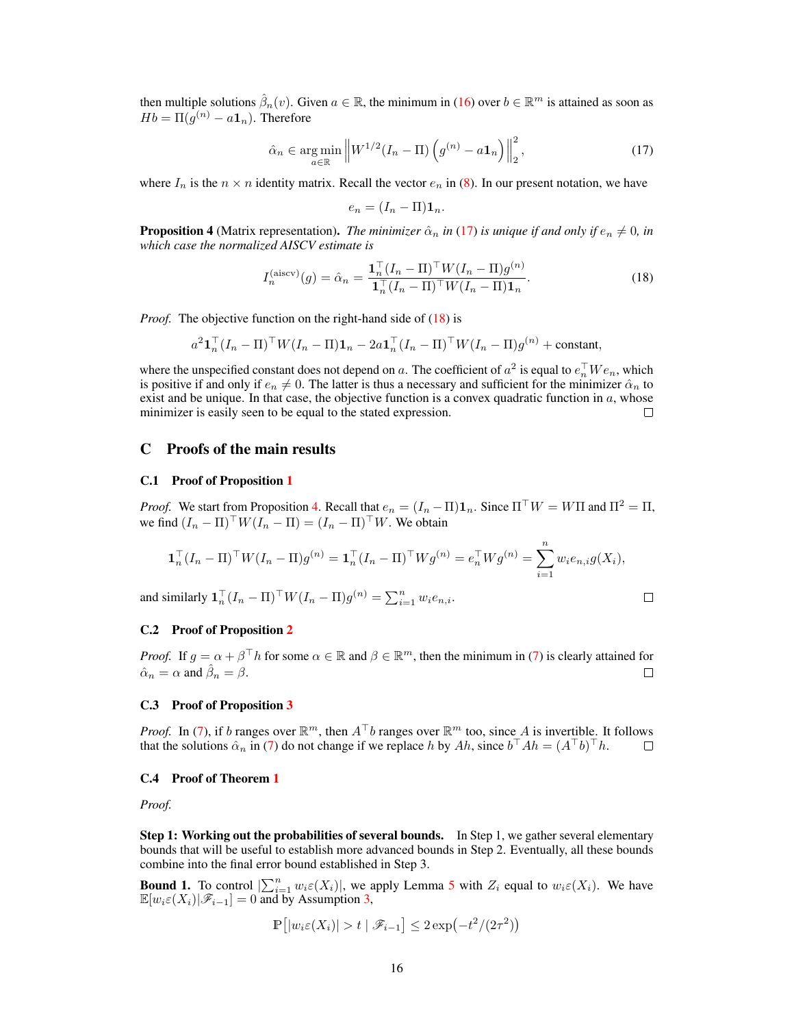then multiple solutions $\hat{\beta}_n(v)$. Given $a \in \mathbb{R}$, the minimum in (16) over $b \in \mathbb{R}^m$ is attained as soon as $Hb = \Pi(g^{(n)} - a\mathbf{1}_n)$. Therefore

$$\hat{\alpha}_n \in \arg\min_{a\in\mathbb{R}} \left\| W^{1/2}(I_n - \Pi)\left(g^{(n)} - a\mathbf{1}_n\right) \right\|_2^2, \tag{17}$$

where $I_n$ is the $n \times n$ identity matrix. Recall the vector $e_n$ in (8). In our present notation, we have

$$e_n = (I_n - \Pi)\mathbf{1}_n.$$

**Proposition 4** (Matrix representation). *The minimizer $\hat{\alpha}_n$ in (17) is unique if and only if $e_n \neq 0$, in which case the normalized AISCV estimate is*

$$I_n^{(\text{aiscv})}(g) = \hat{\alpha}_n = \frac{\mathbf{1}_n^\top (I_n - \Pi)^\top W (I_n - \Pi) g^{(n)}}{\mathbf{1}_n^\top (I_n - \Pi)^\top W (I_n - \Pi)\mathbf{1}_n}. \tag{18}$$

*Proof.* The objective function on the right-hand side of (18) is

$$a^2 \mathbf{1}_n^\top (I_n - \Pi)^\top W (I_n - \Pi)\mathbf{1}_n - 2a\mathbf{1}_n^\top (I_n - \Pi)^\top W (I_n - \Pi) g^{(n)} + \text{constant},$$

where the unspecified constant does not depend on $a$. The coefficient of $a^2$ is equal to $e_n^\top W e_n$, which is positive if and only if $e_n \neq 0$. The latter is thus a necessary and sufficient for the minimizer $\hat{\alpha}_n$ to exist and be unique. In that case, the objective function is a convex quadratic function in $a$, whose minimizer is easily seen to be equal to the stated expression. □

## C Proofs of the main results

### C.1 Proof of Proposition 1

*Proof.* We start from Proposition 4. Recall that $e_n = (I_n - \Pi)\mathbf{1}_n$. Since $\Pi^\top W = W\Pi$ and $\Pi^2 = \Pi$, we find $(I_n - \Pi)^\top W (I_n - \Pi) = (I_n - \Pi)^\top W$. We obtain

$$\mathbf{1}_n^\top (I_n - \Pi)^\top W (I_n - \Pi) g^{(n)} = \mathbf{1}_n^\top (I_n - \Pi)^\top W g^{(n)} = e_n^\top W g^{(n)} = \sum_{i=1}^n w_i e_{n,i} g(X_i),$$

and similarly $\mathbf{1}_n^\top (I_n - \Pi)^\top W (I_n - \Pi) g^{(n)} = \sum_{i=1}^n w_i e_{n,i}$. □

### C.2 Proof of Proposition 2

*Proof.* If $g = \alpha + \beta^\top h$ for some $\alpha \in \mathbb{R}$ and $\beta \in \mathbb{R}^m$, then the minimum in (7) is clearly attained for $\hat{\alpha}_n = \alpha$ and $\hat{\beta}_n = \beta$. □

### C.3 Proof of Proposition 3

*Proof.* In (7), if $b$ ranges over $\mathbb{R}^m$, then $A^\top b$ ranges over $\mathbb{R}^m$ too, since $A$ is invertible. It follows that the solutions $\hat{\alpha}_n$ in (7) do not change if we replace $h$ by $Ah$, since $b^\top A h = (A^\top b)^\top h$. □

### C.4 Proof of Theorem 1

*Proof.*

**Step 1: Working out the probabilities of several bounds.** In Step 1, we gather several elementary bounds that will be useful to establish more advanced bounds in Step 2. Eventually, all these bounds combine into the final error bound established in Step 3.

**Bound 1.** To control $|\sum_{i=1}^n w_i \varepsilon(X_i)|$, we apply Lemma 5 with $Z_i$ equal to $w_i \varepsilon(X_i)$. We have $\mathbb{E}[w_i \varepsilon(X_i) | \mathscr{F}_{i-1}] = 0$ and by Assumption 3,

$$\mathbb{P}\left[|w_i \varepsilon(X_i)| > t \mid \mathscr{F}_{i-1}\right] \leq 2\exp\left(-t^2/(2\tau^2)\right)$$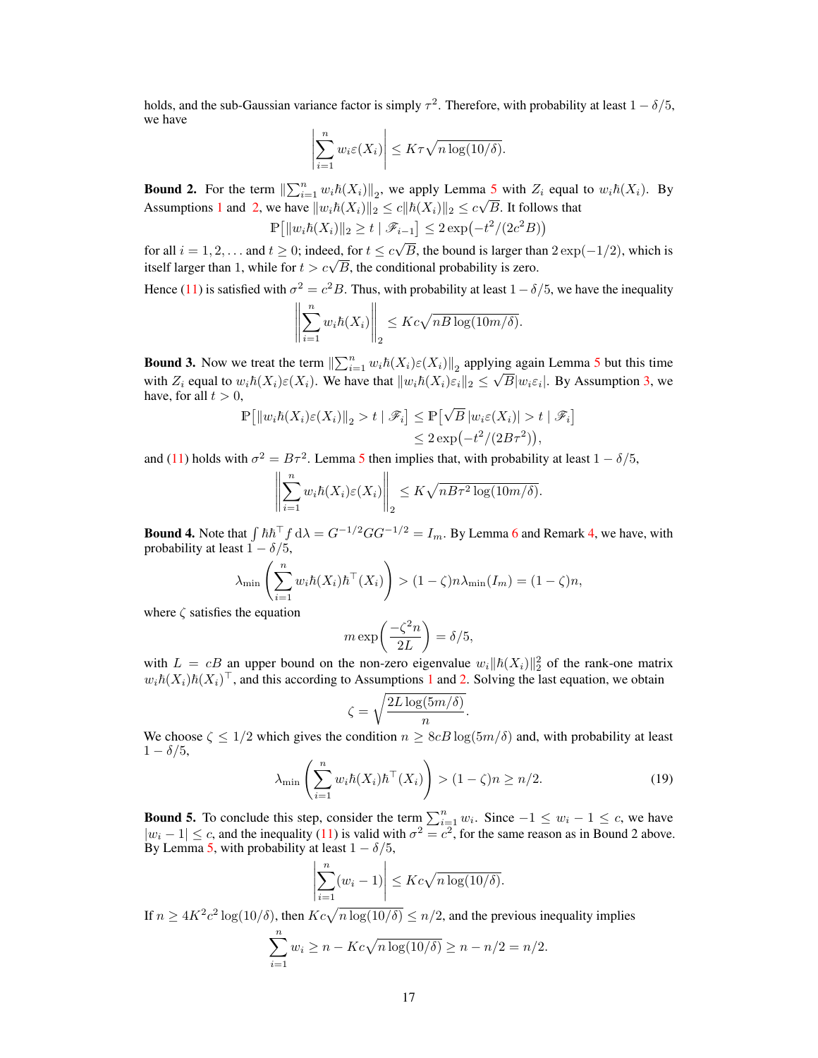holds, and the sub-Gaussian variance factor is simply $\tau^2$. Therefore, with probability at least $1-\delta/5$, we have

$$\left|\sum_{i=1}^n w_i \varepsilon(X_i)\right| \le K\tau\sqrt{n\log(10/\delta)}.$$

**Bound 2.** For the term $\|\sum_{i=1}^n w_i \hbar(X_i)\|_2$, we apply Lemma 5 with $Z_i$ equal to $w_i\hbar(X_i)$. By Assumptions 1 and 2, we have $\|w_i\hbar(X_i)\|_2 \le c\|\hbar(X_i)\|_2 \le c\sqrt{B}$. It follows that

$$\mathbb{P}\big[\|w_i\hbar(X_i)\|_2 \ge t \mid \mathscr{F}_{i-1}\big] \le 2\exp\big(-t^2/(2c^2B)\big)$$

for all $i=1,2,\ldots$ and $t\ge 0$; indeed, for $t \le c\sqrt{B}$, the bound is larger than $2\exp(-1/2)$, which is itself larger than 1, while for $t > c\sqrt{B}$, the conditional probability is zero.

Hence (11) is satisfied with $\sigma^2 = c^2B$. Thus, with probability at least $1-\delta/5$, we have the inequality

$$\left\|\sum_{i=1}^n w_i\hbar(X_i)\right\|_2 \le Kc\sqrt{nB\log(10m/\delta)}.$$

**Bound 3.** Now we treat the term $\|\sum_{i=1}^n w_i\hbar(X_i)\varepsilon(X_i)\|_2$ applying again Lemma 5 but this time with $Z_i$ equal to $w_i\hbar(X_i)\varepsilon(X_i)$. We have that $\|w_i\hbar(X_i)\varepsilon_i\|_2 \le \sqrt{B}|w_i\varepsilon_i|$. By Assumption 3, we have, for all $t>0$,

$$\begin{aligned}
\mathbb{P}\big[\|w_i\hbar(X_i)\varepsilon(X_i)\|_2 > t \mid \mathscr{F}_i\big] &\le \mathbb{P}\big[\sqrt{B}\,|w_i\varepsilon(X_i)| > t \mid \mathscr{F}_i\big] \\
&\le 2\exp\big(-t^2/(2B\tau^2)\big),
\end{aligned}$$

and (11) holds with $\sigma^2 = B\tau^2$. Lemma 5 then implies that, with probability at least $1-\delta/5$,

$$\left\|\sum_{i=1}^n w_i\hbar(X_i)\varepsilon(X_i)\right\|_2 \le K\sqrt{nB\tau^2\log(10m/\delta)}.$$

**Bound 4.** Note that $\int \hbar\hbar^\top f\,\mathrm{d}\lambda = G^{-1/2}GG^{-1/2} = I_m$. By Lemma 6 and Remark 4, we have, with probability at least $1-\delta/5$,

$$\lambda_{\min}\left(\sum_{i=1}^n w_i\hbar(X_i)\hbar^\top(X_i)\right) > (1-\zeta)n\lambda_{\min}(I_m) = (1-\zeta)n,$$

where $\zeta$ satisfies the equation

$$m\exp\left(\frac{-\zeta^2 n}{2L}\right) = \delta/5,$$

with $L = cB$ an upper bound on the non-zero eigenvalue $w_i\|\hbar(X_i)\|_2^2$ of the rank-one matrix $w_i\hbar(X_i)\hbar(X_i)^\top$, and this according to Assumptions 1 and 2. Solving the last equation, we obtain

$$\zeta = \sqrt{\frac{2L\log(5m/\delta)}{n}}.$$

We choose $\zeta \le 1/2$ which gives the condition $n \ge 8cB\log(5m/\delta)$ and, with probability at least $1-\delta/5$,

$$\lambda_{\min}\left(\sum_{i=1}^n w_i\hbar(X_i)\hbar^\top(X_i)\right) > (1-\zeta)n \ge n/2. \tag{19}$$

**Bound 5.** To conclude this step, consider the term $\sum_{i=1}^n w_i$. Since $-1 \le w_i - 1 \le c$, we have $|w_i - 1| \le c$, and the inequality (11) is valid with $\sigma^2 = c^2$, for the same reason as in Bound 2 above. By Lemma 5, with probability at least $1-\delta/5$,

$$\left|\sum_{i=1}^n (w_i - 1)\right| \le Kc\sqrt{n\log(10/\delta)}.$$

If $n \ge 4K^2c^2\log(10/\delta)$, then $Kc\sqrt{n\log(10/\delta)} \le n/2$, and the previous inequality implies

$$\sum_{i=1}^n w_i \ge n - Kc\sqrt{n\log(10/\delta)} \ge n - n/2 = n/2.$$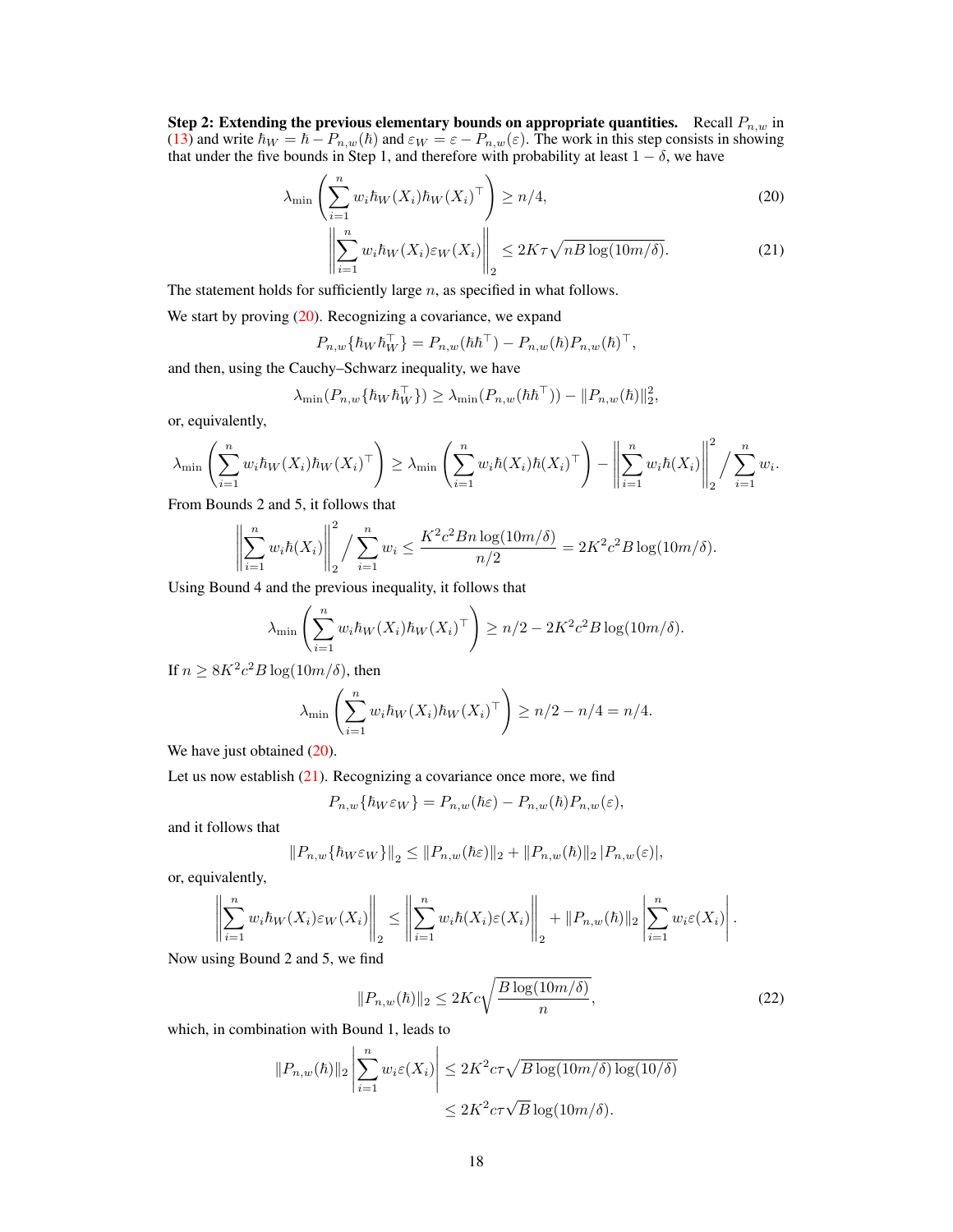**Step 2: Extending the previous elementary bounds on appropriate quantities.** Recall $P_{n,w}$ in (13) and write $\hbar_W = \hbar - P_{n,w}(\hbar)$ and $\varepsilon_W = \varepsilon - P_{n,w}(\varepsilon)$. The work in this step consists in showing that under the five bounds in Step 1, and therefore with probability at least $1 - \delta$, we have

$$\lambda_{\min}\left(\sum_{i=1}^{n} w_i \hbar_W(X_i)\hbar_W(X_i)^\top\right) \geq n/4, \tag{20}$$

$$\left\|\sum_{i=1}^{n} w_i \hbar_W(X_i)\varepsilon_W(X_i)\right\|_2 \leq 2K\tau\sqrt{nB\log(10m/\delta)}. \tag{21}$$

The statement holds for sufficiently large $n$, as specified in what follows.

We start by proving (20). Recognizing a covariance, we expand

$$P_{n,w}\{\hbar_W \hbar_W^\top\} = P_{n,w}(\hbar\hbar^\top) - P_{n,w}(\hbar)P_{n,w}(\hbar)^\top,$$

and then, using the Cauchy–Schwarz inequality, we have

$$\lambda_{\min}(P_{n,w}\{\hbar_W \hbar_W^\top\}) \geq \lambda_{\min}(P_{n,w}(\hbar\hbar^\top)) - \|P_{n,w}(\hbar)\|_2^2,$$

or, equivalently,

$$\lambda_{\min}\left(\sum_{i=1}^{n} w_i \hbar_W(X_i)\hbar_W(X_i)^\top\right) \geq \lambda_{\min}\left(\sum_{i=1}^{n} w_i \hbar(X_i)\hbar(X_i)^\top\right) - \left\|\sum_{i=1}^{n} w_i \hbar(X_i)\right\|_2^2 \Big/ \sum_{i=1}^{n} w_i.$$

From Bounds 2 and 5, it follows that

$$\left\|\sum_{i=1}^{n} w_i \hbar(X_i)\right\|_2^2 \Big/ \sum_{i=1}^{n} w_i \leq \frac{K^2c^2Bn\log(10m/\delta)}{n/2} = 2K^2c^2B\log(10m/\delta).$$

Using Bound 4 and the previous inequality, it follows that

$$\lambda_{\min}\left(\sum_{i=1}^{n} w_i \hbar_W(X_i)\hbar_W(X_i)^\top\right) \geq n/2 - 2K^2c^2B\log(10m/\delta).$$

If $n \geq 8K^2c^2B\log(10m/\delta)$, then

$$\lambda_{\min}\left(\sum_{i=1}^{n} w_i \hbar_W(X_i)\hbar_W(X_i)^\top\right) \geq n/2 - n/4 = n/4.$$

We have just obtained (20).

Let us now establish (21). Recognizing a covariance once more, we find

$$P_{n,w}\{\hbar_W\varepsilon_W\} = P_{n,w}(\hbar\varepsilon) - P_{n,w}(\hbar)P_{n,w}(\varepsilon),$$

and it follows that

$$\|P_{n,w}\{\hbar_W\varepsilon_W\}\|_2 \leq \|P_{n,w}(\hbar\varepsilon)\|_2 + \|P_{n,w}(\hbar)\|_2\,|P_{n,w}(\varepsilon)|,$$

or, equivalently,

$$\left\|\sum_{i=1}^{n} w_i \hbar_W(X_i)\varepsilon_W(X_i)\right\|_2 \leq \left\|\sum_{i=1}^{n} w_i \hbar(X_i)\varepsilon(X_i)\right\|_2 + \|P_{n,w}(\hbar)\|_2 \left|\sum_{i=1}^{n} w_i\varepsilon(X_i)\right|.$$

Now using Bound 2 and 5, we find

$$\|P_{n,w}(\hbar)\|_2 \leq 2Kc\sqrt{\frac{B\log(10m/\delta)}{n}}, \tag{22}$$

which, in combination with Bound 1, leads to

$$\begin{aligned}
\|P_{n,w}(\hbar)\|_2 \left|\sum_{i=1}^{n} w_i\varepsilon(X_i)\right| &\leq 2K^2c\tau\sqrt{B\log(10m/\delta)\log(10/\delta)} \\
&\leq 2K^2c\tau\sqrt{B}\log(10m/\delta).
\end{aligned}$$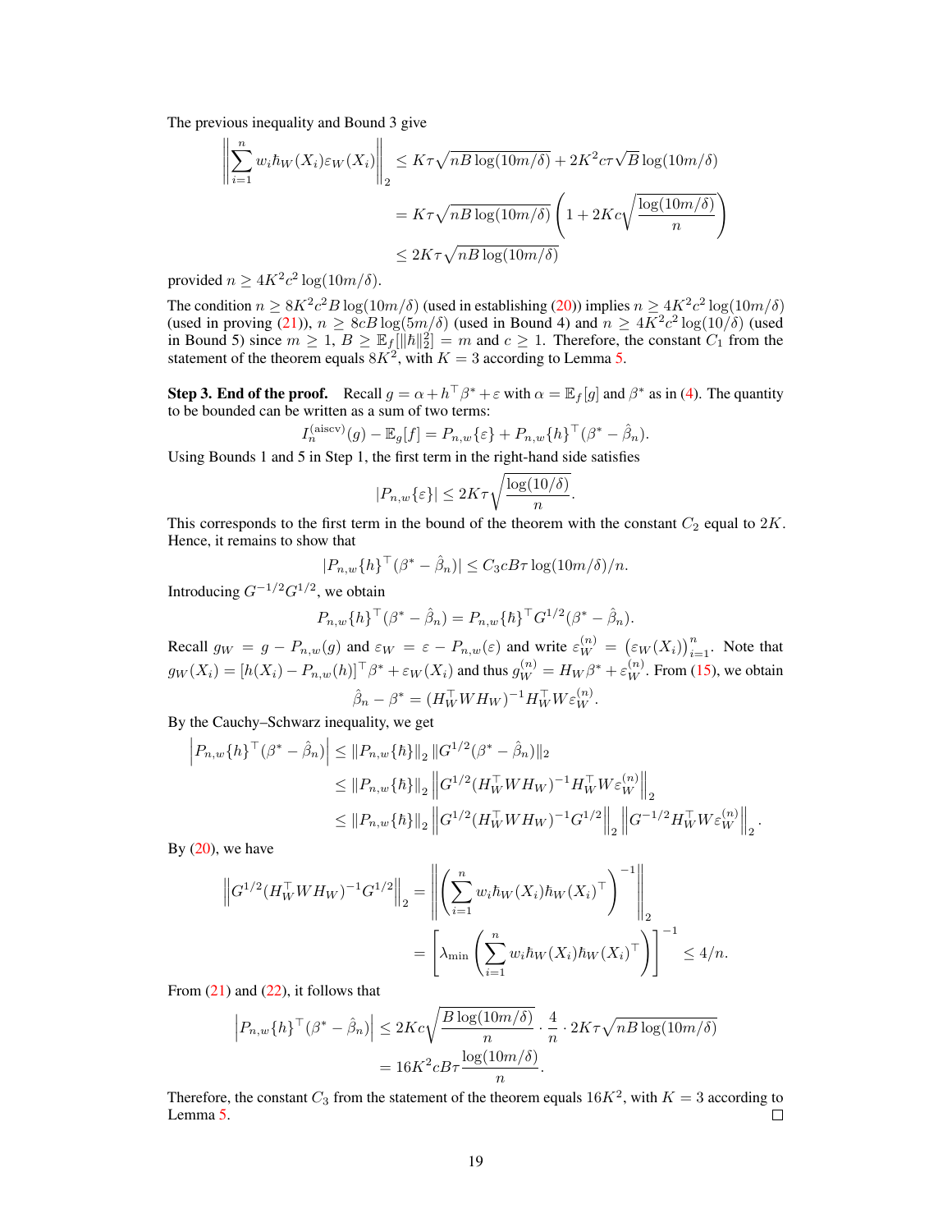The previous inequality and Bound 3 give

$$
\begin{aligned}
\left\| \sum_{i=1}^{n} w_i \hbar_W(X_i) \varepsilon_W(X_i) \right\|_2 &\leq K\tau\sqrt{nB\log(10m/\delta)} + 2K^2 c\tau\sqrt{B}\log(10m/\delta) \\
&= K\tau\sqrt{nB\log(10m/\delta)}\left(1 + 2Kc\sqrt{\frac{\log(10m/\delta)}{n}}\right) \\
&\leq 2K\tau\sqrt{nB\log(10m/\delta)}
\end{aligned}
$$

provided $n \geq 4K^2c^2\log(10m/\delta)$.

The condition $n \geq 8K^2c^2B\log(10m/\delta)$ (used in establishing (20)) implies $n \geq 4K^2c^2\log(10m/\delta)$ (used in proving (21)), $n \geq 8cB\log(5m/\delta)$ (used in Bound 4) and $n \geq 4K^2c^2\log(10/\delta)$ (used in Bound 5) since $m \geq 1$, $B \geq \mathbb{E}_f[\|\hbar\|_2^2] = m$ and $c \geq 1$. Therefore, the constant $C_1$ from the statement of the theorem equals $8K^2$, with $K = 3$ according to Lemma 5.

**Step 3. End of the proof.** Recall $g = \alpha + h^\top\beta^* + \varepsilon$ with $\alpha = \mathbb{E}_f[g]$ and $\beta^*$ as in (4). The quantity to be bounded can be written as a sum of two terms:

$$
I_n^{(\mathrm{aiscv})}(g) - \mathbb{E}_g[f] = P_{n,w}\{\varepsilon\} + P_{n,w}\{h\}^\top(\beta^* - \hat{\beta}_n).
$$

Using Bounds 1 and 5 in Step 1, the first term in the right-hand side satisfies

$$
|P_{n,w}\{\varepsilon\}| \leq 2K\tau\sqrt{\frac{\log(10/\delta)}{n}}.
$$

This corresponds to the first term in the bound of the theorem with the constant $C_2$ equal to $2K$. Hence, it remains to show that

$$
|P_{n,w}\{h\}^\top(\beta^* - \hat{\beta}_n)| \leq C_3 cB\tau\log(10m/\delta)/n.
$$

Introducing $G^{-1/2}G^{1/2}$, we obtain

$$
P_{n,w}\{h\}^\top(\beta^* - \hat{\beta}_n) = P_{n,w}\{\hbar\}^\top G^{1/2}(\beta^* - \hat{\beta}_n).
$$

Recall $g_W = g - P_{n,w}(g)$ and $\varepsilon_W = \varepsilon - P_{n,w}(\varepsilon)$ and write $\varepsilon_W^{(n)} = \big(\varepsilon_W(X_i)\big)_{i=1}^n$. Note that $g_W(X_i) = [h(X_i) - P_{n,w}(h)]^\top\beta^* + \varepsilon_W(X_i)$ and thus $g_W^{(n)} = H_W\beta^* + \varepsilon_W^{(n)}$. From (15), we obtain

$$
\hat{\beta}_n - \beta^* = (H_W^\top W H_W)^{-1}H_W^\top W\varepsilon_W^{(n)}.
$$

By the Cauchy–Schwarz inequality, we get

$$
\begin{aligned}
\left|P_{n,w}\{h\}^\top(\beta^* - \hat{\beta}_n)\right| &\leq \|P_{n,w}\{\hbar\}\|_2 \, \|G^{1/2}(\beta^* - \hat{\beta}_n)\|_2 \\
&\leq \|P_{n,w}\{\hbar\}\|_2 \left\|G^{1/2}(H_W^\top W H_W)^{-1}H_W^\top W\varepsilon_W^{(n)}\right\|_2 \\
&\leq \|P_{n,w}\{\hbar\}\|_2 \left\|G^{1/2}(H_W^\top W H_W)^{-1}G^{1/2}\right\|_2 \left\|G^{-1/2}H_W^\top W\varepsilon_W^{(n)}\right\|_2.
\end{aligned}
$$

By (20), we have

$$
\begin{aligned}
\left\|G^{1/2}(H_W^\top W H_W)^{-1}G^{1/2}\right\|_2 &= \left\|\left(\sum_{i=1}^n w_i\hbar_W(X_i)\hbar_W(X_i)^\top\right)^{-1}\right\|_2 \\
&= \left[\lambda_{\min}\left(\sum_{i=1}^n w_i\hbar_W(X_i)\hbar_W(X_i)^\top\right)\right]^{-1} \leq 4/n.
\end{aligned}
$$

From (21) and (22), it follows that

$$
\begin{aligned}
\left|P_{n,w}\{h\}^\top(\beta^* - \hat{\beta}_n)\right| &\leq 2Kc\sqrt{\frac{B\log(10m/\delta)}{n}} \cdot \frac{4}{n} \cdot 2K\tau\sqrt{nB\log(10m/\delta)} \\
&= 16K^2cB\tau\frac{\log(10m/\delta)}{n}.
\end{aligned}
$$

Therefore, the constant $C_3$ from the statement of the theorem equals $16K^2$, with $K = 3$ according to Lemma 5. $\square$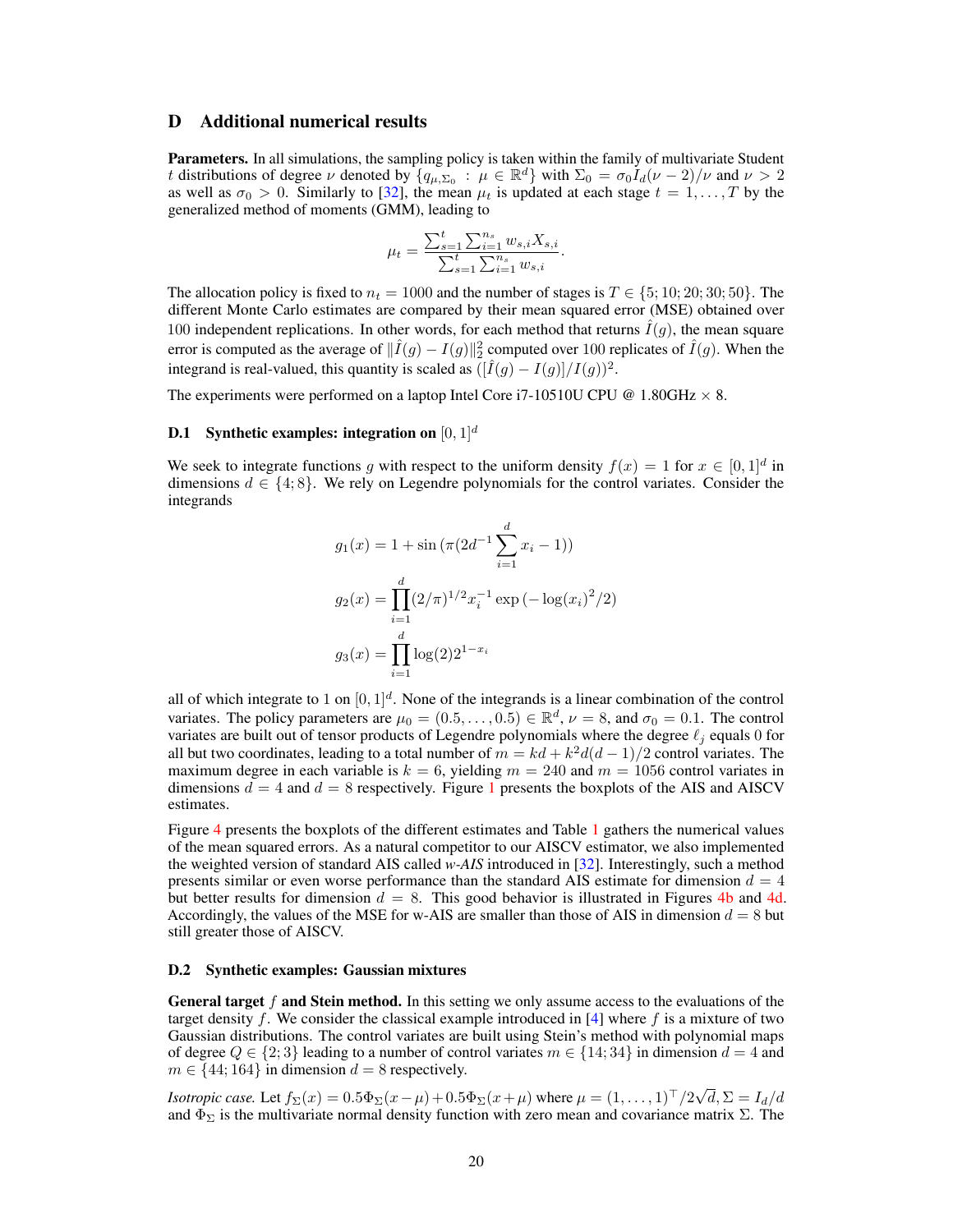# D Additional numerical results

**Parameters.** In all simulations, the sampling policy is taken within the family of multivariate Student $t$ distributions of degree $\nu$ denoted by $\{q_{\mu,\Sigma_0} : \mu \in \mathbb{R}^d\}$ with $\Sigma_0 = \sigma_0 I_d(\nu-2)/\nu$ and $\nu > 2$ as well as $\sigma_0 > 0$. Similarly to [32], the mean $\mu_t$ is updated at each stage $t = 1, \ldots, T$ by the generalized method of moments (GMM), leading to

$$\mu_t = \frac{\sum_{s=1}^t \sum_{i=1}^{n_s} w_{s,i} X_{s,i}}{\sum_{s=1}^t \sum_{i=1}^{n_s} w_{s,i}}.$$

The allocation policy is fixed to $n_t = 1000$ and the number of stages is $T \in \{5; 10; 20; 30; 50\}$. The different Monte Carlo estimates are compared by their mean squared error (MSE) obtained over 100 independent replications. In other words, for each method that returns $\hat{I}(g)$, the mean square error is computed as the average of $\|\hat{I}(g) - I(g)\|_2^2$ computed over 100 replicates of $\hat{I}(g)$. When the integrand is real-valued, this quantity is scaled as $([\hat{I}(g) - I(g)]/I(g))^2$.

The experiments were performed on a laptop Intel Core i7-10510U CPU @ 1.80GHz $\times$ 8.

## D.1 Synthetic examples: integration on $[0,1]^d$

We seek to integrate functions $g$ with respect to the uniform density $f(x) = 1$ for $x \in [0,1]^d$ in dimensions $d \in \{4; 8\}$. We rely on Legendre polynomials for the control variates. Consider the integrands

$$g_1(x) = 1 + \sin\left(\pi(2d^{-1}\sum_{i=1}^d x_i - 1)\right)$$

$$g_2(x) = \prod_{i=1}^d (2/\pi)^{1/2} x_i^{-1} \exp\left(-\log(x_i)^2/2\right)$$

$$g_3(x) = \prod_{i=1}^d \log(2) 2^{1-x_i}$$

all of which integrate to 1 on $[0,1]^d$. None of the integrands is a linear combination of the control variates. The policy parameters are $\mu_0 = (0.5, \ldots, 0.5) \in \mathbb{R}^d$, $\nu = 8$, and $\sigma_0 = 0.1$. The control variates are built out of tensor products of Legendre polynomials where the degree $\ell_j$ equals 0 for all but two coordinates, leading to a total number of $m = kd + k^2 d(d-1)/2$ control variates. The maximum degree in each variable is $k = 6$, yielding $m = 240$ and $m = 1056$ control variates in dimensions $d = 4$ and $d = 8$ respectively. Figure 1 presents the boxplots of the AIS and AISCV estimates.

Figure 4 presents the boxplots of the different estimates and Table 1 gathers the numerical values of the mean squared errors. As a natural competitor to our AISCV estimator, we also implemented the weighted version of standard AIS called *w-AIS* introduced in [32]. Interestingly, such a method presents similar or even worse performance than the standard AIS estimate for dimension $d = 4$ but better results for dimension $d = 8$. This good behavior is illustrated in Figures 4b and 4d. Accordingly, the values of the MSE for w-AIS are smaller than those of AIS in dimension $d = 8$ but still greater those of AISCV.

## D.2 Synthetic examples: Gaussian mixtures

**General target $f$ and Stein method.** In this setting we only assume access to the evaluations of the target density $f$. We consider the classical example introduced in [4] where $f$ is a mixture of two Gaussian distributions. The control variates are built using Stein's method with polynomial maps of degree $Q \in \{2; 3\}$ leading to a number of control variates $m \in \{14; 34\}$ in dimension $d = 4$ and $m \in \{44; 164\}$ in dimension $d = 8$ respectively.

*Isotropic case.* Let $f_\Sigma(x) = 0.5\Phi_\Sigma(x-\mu) + 0.5\Phi_\Sigma(x+\mu)$ where $\mu = (1, \ldots, 1)^\top/2\sqrt{d}, \Sigma = I_d/d$ and $\Phi_\Sigma$ is the multivariate normal density function with zero mean and covariance matrix $\Sigma$. The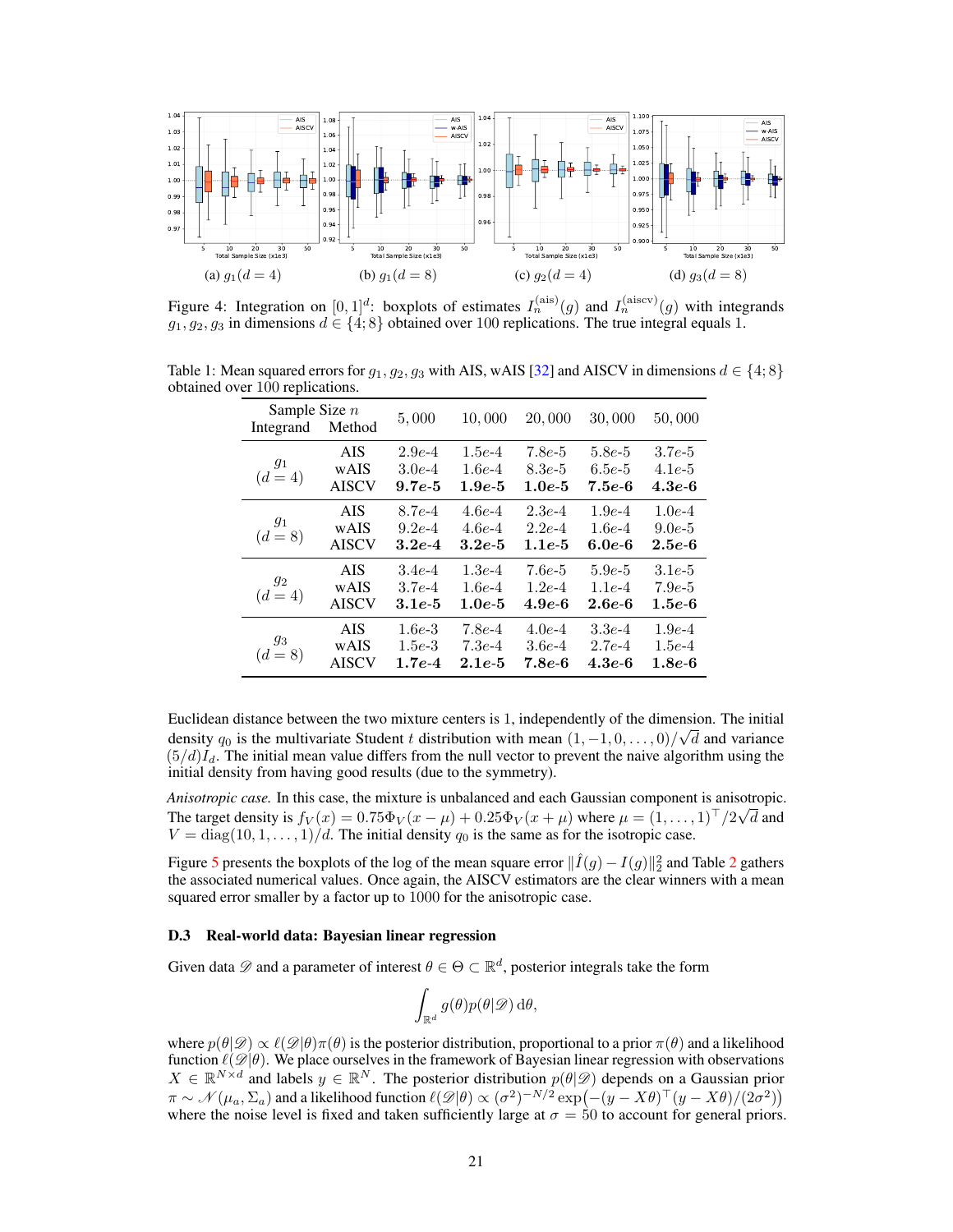(a) $g_1(d = 4)$ (b) $g_1(d = 8)$ (c) $g_2(d = 4)$ (d) $g_3(d = 8)$

Figure 4: Integration on $[0, 1]^d$: boxplots of estimates $I_n^{(\text{ais})}(g)$ and $I_n^{(\text{aiscv})}(g)$ with integrands $g_1, g_2, g_3$ in dimensions $d \in \{4; 8\}$ obtained over 100 replications. The true integral equals 1.

Table 1: Mean squared errors for $g_1, g_2, g_3$ with AIS, wAIS [32] and AISCV in dimensions $d \in \{4; 8\}$ obtained over 100 replications.

| Integrand | Method | 5,000 | 10,000 | 20,000 | 30,000 | 50,000 |
|---|---|---|---|---|---|---|
| $g_1$ ($d = 4$) | AIS | 2.9e-4 | 1.5e-4 | 7.8e-5 | 5.8e-5 | 3.7e-5 |
| | wAIS | 3.0e-4 | 1.6e-4 | 8.3e-5 | 6.5e-5 | 4.1e-5 |
| | AISCV | **9.7e-5** | **1.9e-5** | **1.0e-5** | **7.5e-6** | **4.3e-6** |
| $g_1$ ($d = 8$) | AIS | 8.7e-4 | 4.6e-4 | 2.3e-4 | 1.9e-4 | 1.0e-4 |
| | wAIS | 9.2e-4 | 4.6e-4 | 2.2e-4 | 1.6e-4 | 9.0e-5 |
| | AISCV | **3.2e-4** | **3.2e-5** | **1.1e-5** | **6.0e-6** | **2.5e-6** |
| $g_2$ ($d = 4$) | AIS | 3.4e-4 | 1.3e-4 | 7.6e-5 | 5.9e-5 | 3.1e-5 |
| | wAIS | 3.7e-4 | 1.6e-4 | 1.2e-4 | 1.1e-4 | 7.9e-5 |
| | AISCV | **3.1e-5** | **1.0e-5** | **4.9e-6** | **2.6e-6** | **1.5e-6** |
| $g_3$ ($d = 8$) | AIS | 1.6e-3 | 7.8e-4 | 4.0e-4 | 3.3e-4 | 1.9e-4 |
| | wAIS | 1.5e-3 | 7.3e-4 | 3.6e-4 | 2.7e-4 | 1.5e-4 |
| | AISCV | **1.7e-4** | **2.1e-5** | **7.8e-6** | **4.3e-6** | **1.8e-6** |

(Column headers: Sample Size $n$.)

Euclidean distance between the two mixture centers is 1, independently of the dimension. The initial density $q_0$ is the multivariate Student $t$ distribution with mean $(1, -1, 0, \ldots, 0)/\sqrt{d}$ and variance $(5/d)I_d$. The initial mean value differs from the null vector to prevent the naive algorithm using the initial density from having good results (due to the symmetry).

*Anisotropic case.* In this case, the mixture is unbalanced and each Gaussian component is anisotropic. The target density is $f_V(x) = 0.75\Phi_V(x - \mu) + 0.25\Phi_V(x + \mu)$ where $\mu = (1, \ldots, 1)^\top/2\sqrt{d}$ and $V = \text{diag}(10, 1, \ldots, 1)/d$. The initial density $q_0$ is the same as for the isotropic case.

Figure 5 presents the boxplots of the log of the mean square error $\|\hat{I}(g) - I(g)\|_2^2$ and Table 2 gathers the associated numerical values. Once again, the AISCV estimators are the clear winners with a mean squared error smaller by a factor up to 1000 for the anisotropic case.

### D.3 Real-world data: Bayesian linear regression

Given data $\mathscr{D}$ and a parameter of interest $\theta \in \Theta \subset \mathbb{R}^d$, posterior integrals take the form

$$\int_{\mathbb{R}^d} g(\theta) p(\theta|\mathscr{D}) \, \mathrm{d}\theta,$$

where $p(\theta|\mathscr{D}) \propto \ell(\mathscr{D}|\theta)\pi(\theta)$ is the posterior distribution, proportional to a prior $\pi(\theta)$ and a likelihood function $\ell(\mathscr{D}|\theta)$. We place ourselves in the framework of Bayesian linear regression with observations $X \in \mathbb{R}^{N \times d}$ and labels $y \in \mathbb{R}^N$. The posterior distribution $p(\theta|\mathscr{D})$ depends on a Gaussian prior $\pi \sim \mathscr{N}(\mu_a, \Sigma_a)$ and a likelihood function $\ell(\mathscr{D}|\theta) \propto (\sigma^2)^{-N/2} \exp\big(-(y - X\theta)^\top(y - X\theta)/(2\sigma^2)\big)$ where the noise level is fixed and taken sufficiently large at $\sigma = 50$ to account for general priors.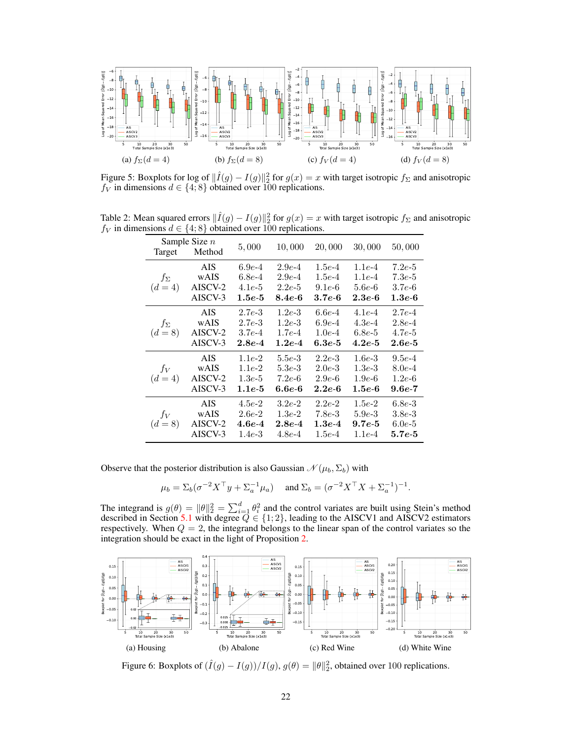(a) $f_\Sigma(d = 4)$ (b) $f_\Sigma(d = 8)$ (c) $f_V(d = 4)$ (d) $f_V(d = 8)$

Figure 5: Boxplots for log of $\|\hat{I}(g) - I(g)\|_2^2$ for $g(x) = x$ with target isotropic $f_\Sigma$ and anisotropic $f_V$ in dimensions $d \in \{4; 8\}$ obtained over 100 replications.

Table 2: Mean squared errors $\|\hat{I}(g) - I(g)\|_2^2$ for $g(x) = x$ with target isotropic $f_\Sigma$ and anisotropic $f_V$ in dimensions $d \in \{4; 8\}$ obtained over 100 replications.

| Target | Method (Sample Size $n$) | 5,000 | 10,000 | 20,000 | 30,000 | 50,000 |
|---|---|---|---|---|---|---|
| $f_\Sigma$ $(d = 4)$ | AIS | 6.9e-4 | 2.9e-4 | 1.5e-4 | 1.1e-4 | 7.2e-5 |
| | wAIS | 6.8e-4 | 2.9e-4 | 1.5e-4 | 1.1e-4 | 7.3e-5 |
| | AISCV-2 | 4.1e-5 | 2.2e-5 | 9.1e-6 | 5.6e-6 | 3.7e-6 |
| | AISCV-3 | **1.5e-5** | **8.4e-6** | **3.7e-6** | **2.3e-6** | **1.3e-6** |
| $f_\Sigma$ $(d = 8)$ | AIS | 2.7e-3 | 1.2e-3 | 6.6e-4 | 4.1e-4 | 2.7e-4 |
| | wAIS | 2.7e-3 | 1.2e-3 | 6.9e-4 | 4.3e-4 | 2.8e-4 |
| | AISCV-2 | 3.7e-4 | 1.7e-4 | 1.0e-4 | 6.8e-5 | 4.7e-5 |
| | AISCV-3 | **2.8e-4** | **1.2e-4** | **6.3e-5** | **4.2e-5** | **2.6e-5** |
| $f_V$ $(d = 4)$ | AIS | 1.1e-2 | 5.5e-3 | 2.2e-3 | 1.6e-3 | 9.5e-4 |
| | wAIS | 1.1e-2 | 5.3e-3 | 2.0e-3 | 1.3e-3 | 8.0e-4 |
| | AISCV-2 | 1.3e-5 | 7.2e-6 | 2.9e-6 | 1.9e-6 | 1.2e-6 |
| | AISCV-3 | **1.1e-5** | **6.6e-6** | **2.2e-6** | **1.5e-6** | **9.6e-7** |
| $f_V$ $(d = 8)$ | AIS | 4.5e-2 | 3.2e-2 | 2.2e-2 | 1.5e-2 | 6.8e-3 |
| | wAIS | 2.6e-2 | 1.3e-2 | 7.8e-3 | 5.9e-3 | 3.8e-3 |
| | AISCV-2 | **4.6e-4** | **2.8e-4** | **1.3e-4** | **9.7e-5** | 6.0e-5 |
| | AISCV-3 | 1.4e-3 | 4.8e-4 | 1.5e-4 | 1.1e-4 | **5.7e-5** |

Observe that the posterior distribution is also Gaussian $\mathcal{N}(\mu_b, \Sigma_b)$ with

$$\mu_b = \Sigma_b(\sigma^{-2} X^\top y + \Sigma_a^{-1} \mu_a) \quad \text{and } \Sigma_b = (\sigma^{-2} X^\top X + \Sigma_a^{-1})^{-1}.$$

The integrand is $g(\theta) = \|\theta\|_2^2 = \sum_{i=1}^d \theta_i^2$ and the control variates are built using Stein's method described in Section 5.1 with degree $Q \in \{1; 2\}$, leading to the AISCV1 and AISCV2 estimators respectively. When $Q = 2$, the integrand belongs to the linear span of the control variates so the integration should be exact in the light of Proposition 2.

(a) Housing (b) Abalone (c) Red Wine (d) White Wine

Figure 6: Boxplots of $(\hat{I}(g) - I(g))/I(g)$, $g(\theta) = \|\theta\|_2^2$, obtained over 100 replications.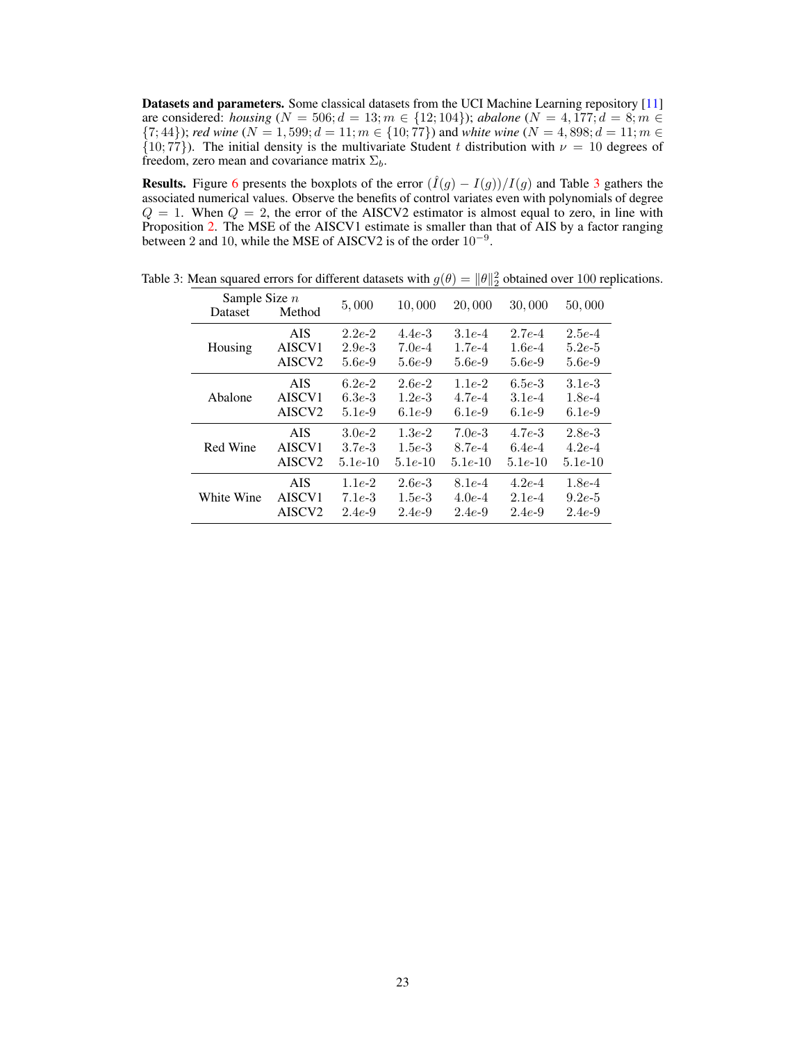**Datasets and parameters.** Some classical datasets from the UCI Machine Learning repository [11] are considered: *housing* ($N = 506; d = 13; m \in \{12; 104\}$); *abalone* ($N = 4,177; d = 8; m \in \{7; 44\}$); *red wine* ($N = 1,599; d = 11; m \in \{10; 77\}$) and *white wine* ($N = 4,898; d = 11; m \in \{10; 77\}$). The initial density is the multivariate Student $t$ distribution with $\nu = 10$ degrees of freedom, zero mean and covariance matrix $\Sigma_b$.

**Results.** Figure 6 presents the boxplots of the error $(\hat{I}(g) - I(g))/I(g)$ and Table 3 gathers the associated numerical values. Observe the benefits of control variates even with polynomials of degree $Q = 1$. When $Q = 2$, the error of the AISCV2 estimator is almost equal to zero, in line with Proposition 2. The MSE of the AISCV1 estimate is smaller than that of AIS by a factor ranging between 2 and 10, while the MSE of AISCV2 is of the order $10^{-9}$.

Table 3: Mean squared errors for different datasets with $g(\theta) = \|\theta\|_2^2$ obtained over 100 replications.

| Dataset | Method (Sample Size $n$) | $5,000$ | $10,000$ | $20,000$ | $30,000$ | $50,000$ |
|---|---|---|---|---|---|---|
| Housing | AIS | $2.2e$-2 | $4.4e$-3 | $3.1e$-4 | $2.7e$-4 | $2.5e$-4 |
| | AISCV1 | $2.9e$-3 | $7.0e$-4 | $1.7e$-4 | $1.6e$-4 | $5.2e$-5 |
| | AISCV2 | $5.6e$-9 | $5.6e$-9 | $5.6e$-9 | $5.6e$-9 | $5.6e$-9 |
| Abalone | AIS | $6.2e$-2 | $2.6e$-2 | $1.1e$-2 | $6.5e$-3 | $3.1e$-3 |
| | AISCV1 | $6.3e$-3 | $1.2e$-3 | $4.7e$-4 | $3.1e$-4 | $1.8e$-4 |
| | AISCV2 | $5.1e$-9 | $6.1e$-9 | $6.1e$-9 | $6.1e$-9 | $6.1e$-9 |
| Red Wine | AIS | $3.0e$-2 | $1.3e$-2 | $7.0e$-3 | $4.7e$-3 | $2.8e$-3 |
| | AISCV1 | $3.7e$-3 | $1.5e$-3 | $8.7e$-4 | $6.4e$-4 | $4.2e$-4 |
| | AISCV2 | $5.1e$-10 | $5.1e$-10 | $5.1e$-10 | $5.1e$-10 | $5.1e$-10 |
| White Wine | AIS | $1.1e$-2 | $2.6e$-3 | $8.1e$-4 | $4.2e$-4 | $1.8e$-4 |
| | AISCV1 | $7.1e$-3 | $1.5e$-3 | $4.0e$-4 | $2.1e$-4 | $9.2e$-5 |
| | AISCV2 | $2.4e$-9 | $2.4e$-9 | $2.4e$-9 | $2.4e$-9 | $2.4e$-9 |